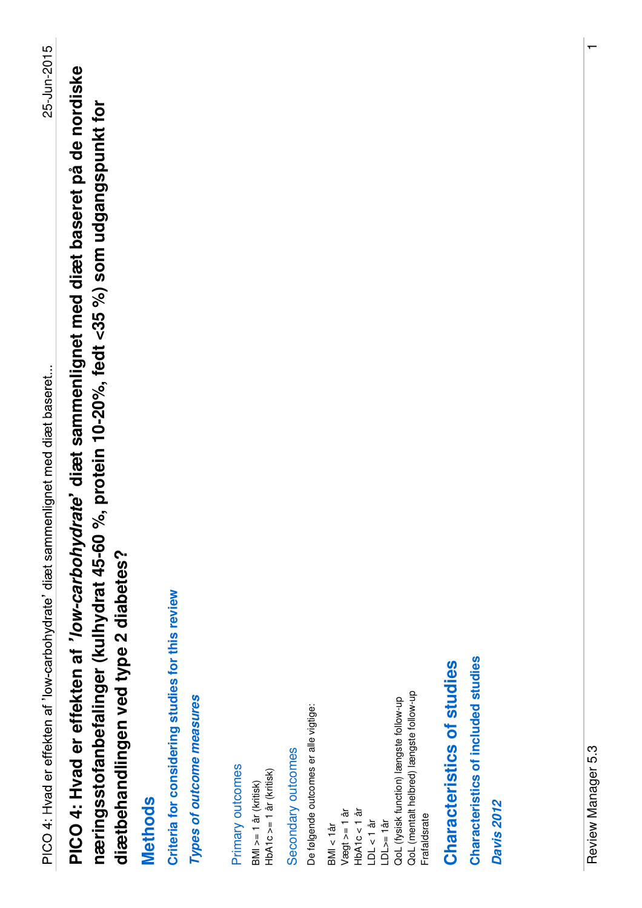# PICO 4: Hvad er effekten af *'low-carbohydrate'* diæt sammenlignet med diæt baseret på de nordiske næringsstofanbefalinger (kulhydrat 45-60 %, protein 10-20%, fedt <35 %) som udgangspunkt for diætbehandlingen ved type 2 diabetes?

## Methods

### Criteria for considering studies for this review

#### *Types of outcome measures*

##### Primary outcomes

BMI >= 1 år (kritisk)
HbA1c >= 1 år (kritisk)

##### Secondary outcomes

De følgende outcomes er alle vigtige:

BMI < 1år
Vægt >= 1 år
HbA1c < 1 år
LDL < 1 år
LDL>= 1år
QoL (fysisk function) længste follow-up
QoL (mentalt helbred) længste follow-up
Frafaldsrate

## Characteristics of studies

### Characteristics of included studies

#### *Davis 2012*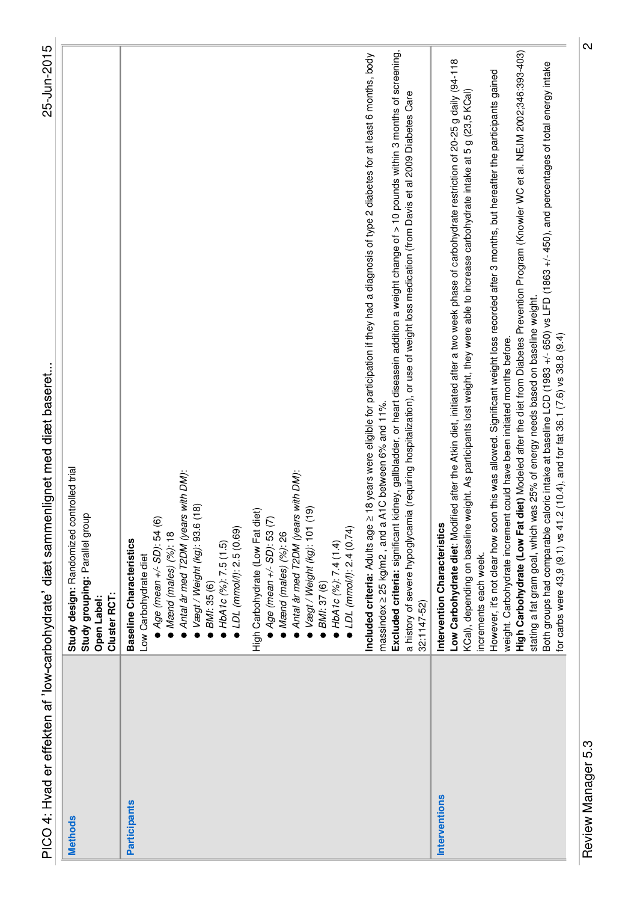| | |
|---|---|
| **Methods** | **Study design:** Randomized controlled trial<br>**Study grouping:** Parallel group<br>**Open Label:**<br>**Cluster RCT:** |
| **Participants** | **Baseline Characteristics**<br>Low Carbohydrate diet<br>● *Age (mean +/- SD)*: 54 (6)<br>● *Mænd (males) (%)*: 18<br>● *Antal år med T2DM (years with DM)*:<br>● *Vægt / Weight (kg)*: 93.6 (18)<br>● *BMI*: 35 (6)<br>● *HbA1c (%)*: 7.5 (1.5)<br>● *LDL (mmol/l)*: 2.5 (0.69)<br>High Carbohydrate (Low Fat diet)<br>● *Age (mean +/- SD)*: 53 (7)<br>● *Mænd (males) (%)*: 26<br>● *Antal år med T2DM (years with DM)*:<br>● *Vægt / Weight (kg)*: 101 (19)<br>● *BMI*: 37 (6)<br>● *HbA1c (%)*: 7.4 (1.4)<br>● *LDL (mmol/l)*: 2.4 (0.74)<br><br>**Included criteria:** Adults age ≥ 18 years were eligible for participation if they had a diagnosis of type 2 diabetes for at least 6 months, body massindex ≥ 25 kg/m2 , and a A1C between 6% and 11%.<br>**Excluded criteria:** significant kidney, gallbladder, or heart diseasein addition a weight change of > 10 pounds within 3 months of screening, a history of severe hypoglycamia (requiring hospitalization), or use of weight loss medication (from Davis et al 2009 Diabetes Care 32:1147-52) |
| **Interventions** | **Intervention Characteristics**<br>**Low Carbohydrate diet**: Modified after the Atkin diet, initiated after a two week phase of carbohydrate restriction of 20-25 g daily (94-118 KCal), depending on baseline weight. As participants lost weight, they were able to increase carbohydrate intake at 5 g (23,5 KCal) increments each week.<br>However, it's not clear how soon this was allowed. Significant weight loss recorded after 3 months, but hereafter the participants gained weight. Carbohydrate increment could have been initiated months before.<br>**High Carbohydrate (Low Fat diet)** Modeled after the diet from Diabetes Prevention Program (Knowler WC et al. NEJM 2002;346:393-403) stating a fat gram goal, which was 25% of energy needs based on baseline weight.<br>Both groups had comparable caloric intake at baseline LCD (1983 +/- 650) vs LFD (1863 +/- 450), and percentages of total energy intake for carbs were 43,9 (9.1) vs 41.2 (10.4), and for fat 36.1 (7.6) vs 38.8 (9.4) |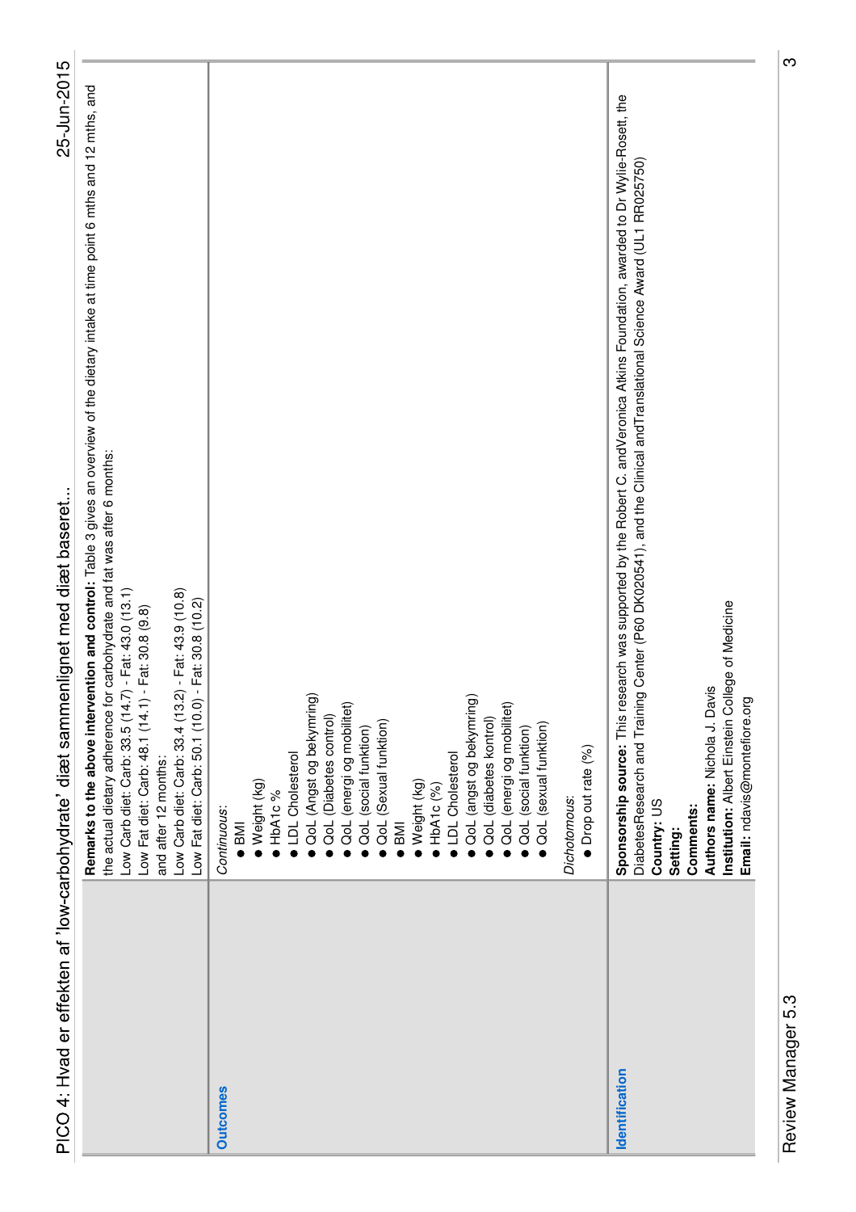| | |
|---|---|
| | **Remarks to the above intervention and control:** Table 3 gives an overview of the dietary intake at time point 6 mths and 12 mths, and the actual dietary adherence for carbohydrate and fat was after 6 months:<br>Low Carb diet: Carb: 33.5 (14.7) - Fat: 43.0 (13.1)<br>Low Fat diet: Carb: 48.1 (14.1) - Fat: 30.8 (9.8)<br>and after 12 months:<br>Low Carb diet: Carb: 33.4 (13.2) - Fat: 43.9 (10.8)<br>Low Fat diet: Carb: 50.1 (10.0) - Fat: 30.8 (10.2) |
| **Outcomes** | *Continuous:*<br>● BMI<br>● Weight (kg)<br>● HbA1c %<br>● LDL Cholesterol<br>● QoL (Angst og bekymring)<br>● QoL (Diabetes control)<br>● QoL (energi og mobilitet)<br>● QoL (social funktion)<br>● QoL (Sexual funktion)<br>● BMI<br>● Weight (kg)<br>● HbA1c (%)<br>● LDL Cholesterol<br>● QoL (angst og bekymring)<br>● QoL (diabetes kontrol)<br>● QoL (energi og mobilitet)<br>● QoL (social funktion)<br>● QoL (sexual funktion)<br><br>*Dichotomous:*<br>● Drop out rate (%) |
| **Identification** | **Sponsorship source:** This research was supported by the Robert C. andVeronica Atkins Foundation, awarded to Dr Wylie-Rosett, the DiabetesResearch and Training Center (P60 DK020541), and the Clinical andTranslational Science Award (UL1 RR025750)<br>**Country:** US<br>**Setting:**<br>**Comments:**<br>**Authors name:** Nichola J. Davis<br>**Institution:** Albert Einstein College of Medicine<br>**Email:** ndavis@montefiore.org |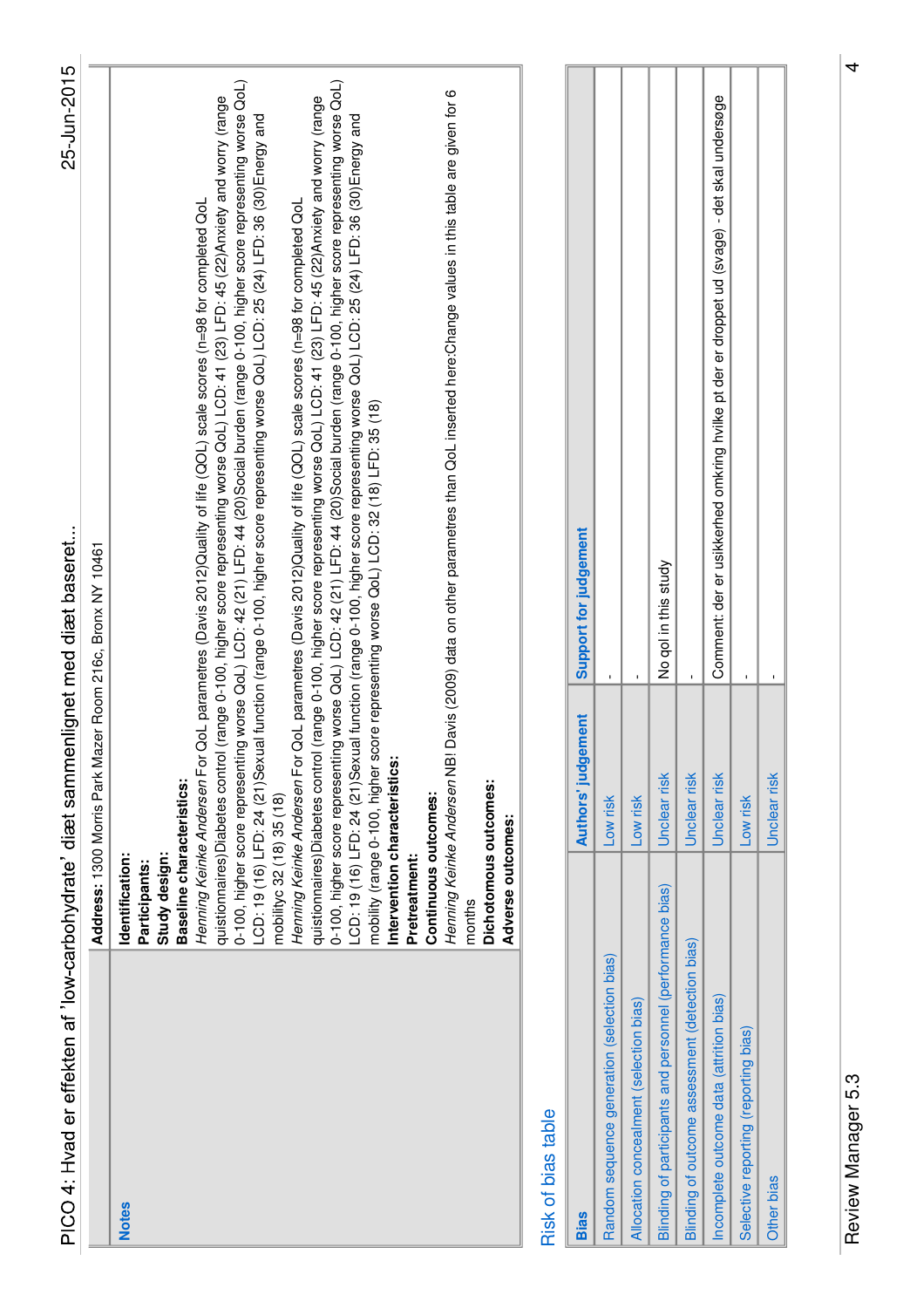| | |
|---|---|
| | **Address:** 1300 Morris Park Mazer Room 216c, Bronx NY 10461 |
| **Notes** | **Identification:**<br>**Participants:**<br>**Study design:**<br>**Baseline characteristics:**<br>*Henning Keinke Andersen* For QoL parametres (Davis 2012)Quality of life (QOL) scale scores (n=98 for completed QoL quistionnaires)Diabetes control (range 0-100, higher score representing worse QoL) LCD: 41 (23) LFD: 45 (22)Anxiety and worry (range 0-100, higher score representing worse QoL) LCD: 42 (21) LFD: 44 (20)Social burden (range 0-100, higher score representing worse QoL) LCD: 19 (16) LFD: 24 (21)Sexual function (range 0-100, higher score representing worse QoL) LCD: 25 (24) LFD: 36 (30)Energy and mobilityc 32 (18) 35 (18)<br>*Henning Keinke Andersen* For QoL parametres (Davis 2012)Quality of life (QOL) scale scores (n=98 for completed QoL quistionnaires)Diabetes control (range 0-100, higher score representing worse QoL) LCD: 41 (23) LFD: 45 (22)Anxiety and worry (range 0-100, higher score representing worse QoL) LCD: 42 (21) LFD: 44 (20)Social burden (range 0-100, higher score representing worse QoL) LCD: 19 (16) LFD: 24 (21)Sexual function (range 0-100, higher score representing worse QoL) LCD: 25 (24) LFD: 36 (30)Energy and mobility (range 0-100, higher score representing worse QoL) LCD: 32 (18) LFD: 35 (18)<br>**Intervention characteristics:**<br>**Pretreatment:**<br>**Continuous outcomes:**<br>*Henning Keinke Andersen* NB! Davis (2009) data on other parametres than QoL inserted here:Change values in this table are given for 6 months<br>**Dichotomous outcomes:**<br>**Adverse outcomes:** |

## Risk of bias table

| Bias | Authors' judgement | Support for judgement |
|---|---|---|
| Random sequence generation (selection bias) | Low risk | - |
| Allocation concealment (selection bias) | Low risk | - |
| Blinding of participants and personnel (performance bias) | Unclear risk | No qol in this study |
| Blinding of outcome assessment (detection bias) | Unclear risk | - |
| Incomplete outcome data (attrition bias) | Unclear risk | Comment: der er usikkerhed omkring hvilke pt der er droppet ud (svage) - det skal undersøge |
| Selective reporting (reporting bias) | Low risk | - |
| Other bias | Unclear risk | - |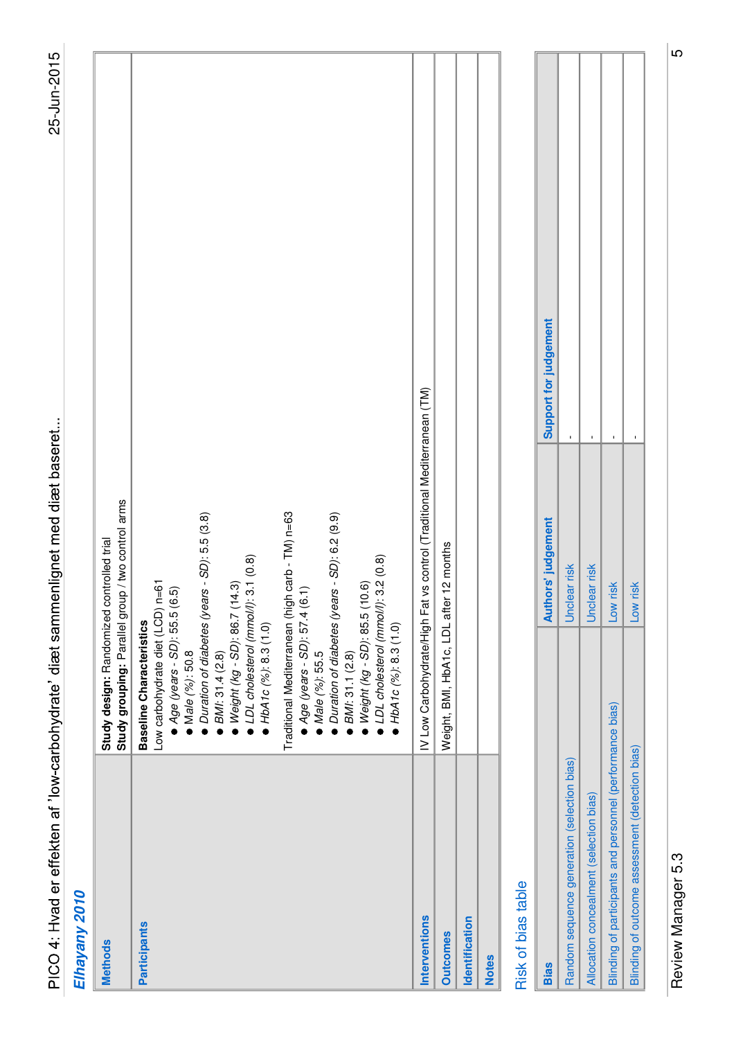## Elhayany 2010

| | |
|---|---|
| **Methods** | **Study design:** Randomized controlled trial<br>**Study grouping:** Parallel group / two control arms |
| **Participants** | **Baseline Characteristics**<br>Low carbohydrate diet (LCD) n=61<br>● *Age (years - SD)*: 55.5 (6.5)<br>● *Male (%)*: 50.8<br>● *Duration of diabetes (years - SD)*: 5.5 (3.8)<br>● *BMI*: 31.4 (2.8)<br>● *Weight (kg - SD)*: 86.7 (14.3)<br>● *LDL cholesterol (mmol/l)*: 3.1 (0.8)<br>● *HbA1c (%)*: 8.3 (1.0)<br><br>Traditional Mediterranean (high carb - TM) n=63<br>● *Age (years - SD)*: 57.4 (6.1)<br>● *Male (%)*: 55.5<br>● *Duration of diabetes (years - SD)*: 6.2 (9.9)<br>● *BMI*: 31.1 (2.8)<br>● *Weight (kg - SD)*: 85.5 (10.6)<br>● *LDL cholesterol (mmol/l)*: 3.2 (0.8)<br>● *HbA1c (%)*: 8.3 (1.0) |
| **Interventions** | IV Low Carbohydrate/High Fat vs control (Traditional Mediterranean (TM) |
| **Outcomes** | Weight, BMI, HbA1c, LDL after 12 months |
| **Identification** | |
| **Notes** | |

### Risk of bias table

| Bias | Authors' judgement | Support for judgement |
|---|---|---|
| Random sequence generation (selection bias) | Unclear risk | - |
| Allocation concealment (selection bias) | Unclear risk | - |
| Blinding of participants and personnel (performance bias) | Low risk | - |
| Blinding of outcome assessment (detection bias) | Low risk | - |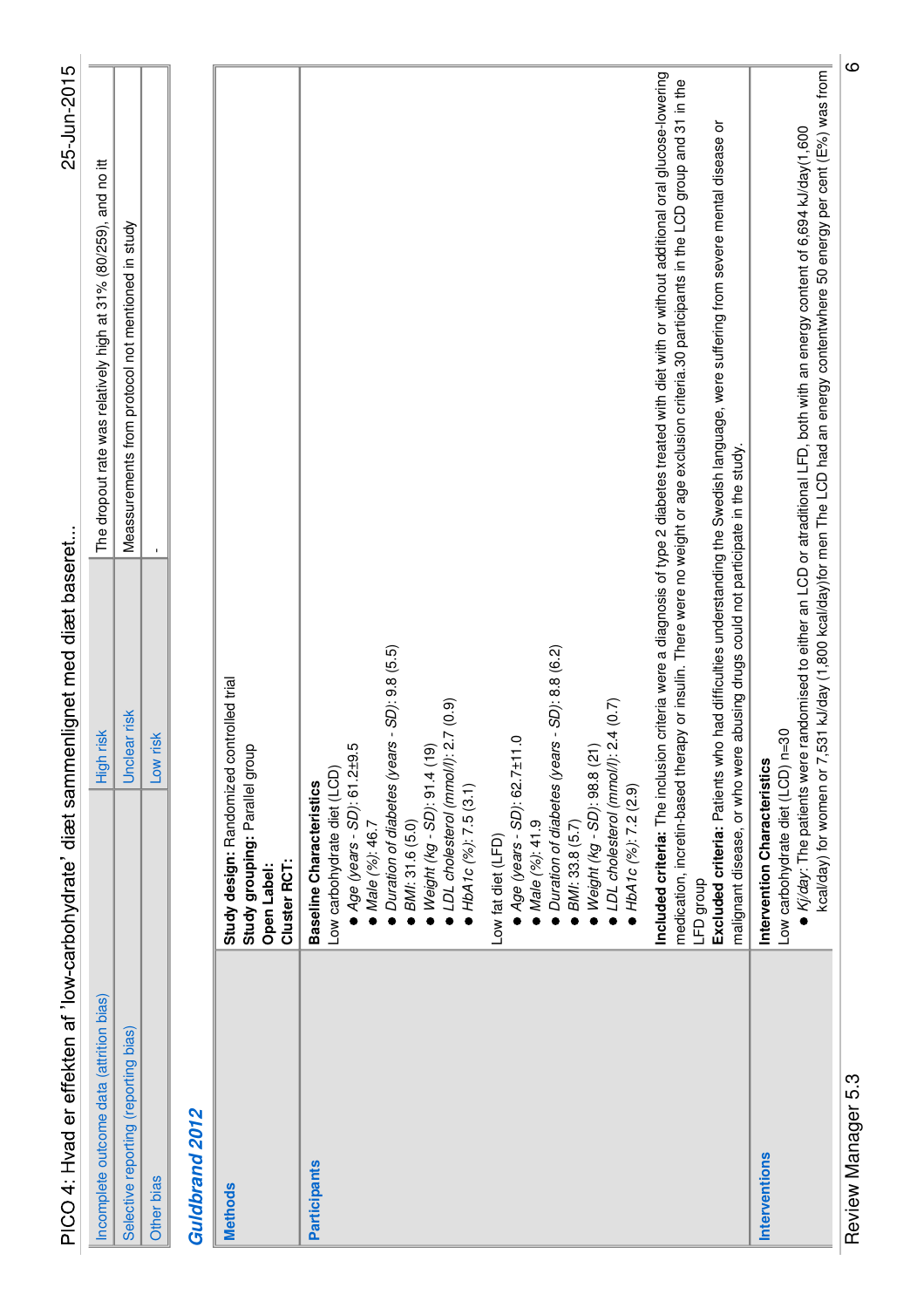| | | |
|---|---|---|
| Incomplete outcome data (attrition bias) | High risk | The dropout rate was relatively high at 31% (80/259), and no itt |
| Selective reporting (reporting bias) | Unclear risk | Meassurements from protocol not mentioned in study |
| Other bias | Low risk | - |

## Guldbrand 2012

| | |
|---|---|
| **Methods** | **Study design:** Randomized controlled trial<br>**Study grouping:** Parallel group<br>**Open Label:**<br>**Cluster RCT:** |
| **Participants** | **Baseline Characteristics**<br>Low carbohydrate diet (LCD)<br>● *Age (years - SD)*: 61.2±9.5<br>● *Male (%)*: 46.7<br>● *Duration of diabetes (years - SD)*: 9.8 (5.5)<br>● *BMI*: 31.6 (5.0)<br>● *Weight (kg - SD)*: 91.4 (19)<br>● *LDL cholesterol (mmol/l)*: 2.7 (0.9)<br>● *HbA1c (%)*: 7.5 (3.1)<br><br>Low fat diet (LFD)<br>● *Age (years - SD)*: 62.7±11.0<br>● *Male (%)*: 41.9<br>● *Duration of diabetes (years - SD)*: 8.8 (6.2)<br>● *BMI*: 33.8 (5.7)<br>● *Weight (kg - SD)*: 98.8 (21)<br>● *LDL cholesterol (mmol/l)*: 2.4 (0.7)<br>● *HbA1c (%)*: 7.2 (2.9)<br><br>**Included criteria:** The inclusion criteria were a diagnosis of type 2 diabetes treated with diet with or without additional oral glucose-lowering medication, incretin-based therapy or insulin. There were no weight or age exclusion criteria.30 participants in the LCD group and 31 in the LFD group<br>**Excluded criteria:** Patients who had difficulties understanding the Swedish language, were suffering from severe mental disease or malignant disease, or who were abusing drugs could not participate in the study. |
| **Interventions** | **Intervention Characteristics**<br>Low carbohydrate diet (LCD) n=30<br>● *Kj/day*: The patients were randomised to either an LCD or atraditional LFD, both with an energy content of 6,694 kJ/day(1,600 kcal/day) for women or 7,531 kJ/day (1,800 kcal/day)for men The LCD had an energy contentwhere 50 energy per cent (E%) was from |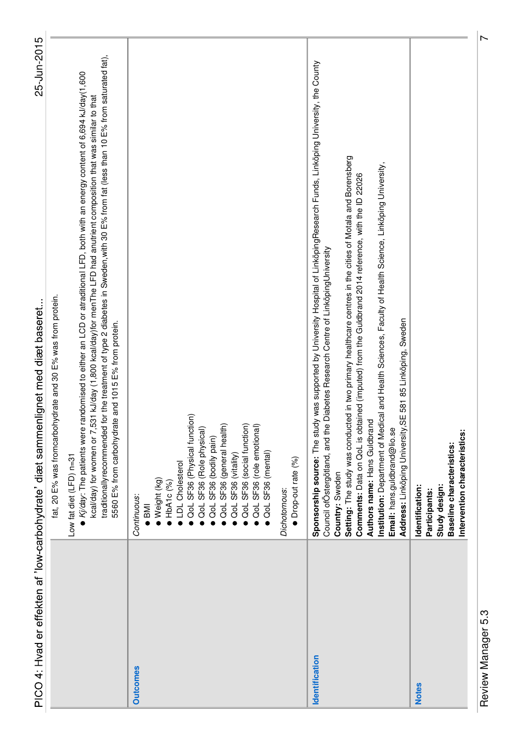| | |
|---|---|
| | fat, 20 E% was fromcarbohydrate and 30 E% was from protein.<br><br>Low fat diet (LFD) n=31<br>● *Kj/day*: The patients were randomised to either an LCD or atraditional LFD, both with an energy content of 6,694 kJ/day(1,600 kcal/day) for women or 7,531 kJ/day (1,800 kcal/day)for menThe LFD had anutrient composition that was similar to that traditionallyrecommended for the treatment of type 2 diabetes in Sweden,with 30 E% from fat (less than 10 E% from saturated fat), 5560 E% from carbohydrate and 1015 E% from protein. |
| **Outcomes** | *Continuous*:<br>● BMI<br>● Weight (kg)<br>● HbA1c (%)<br>● LDL Cholesterol<br>● QoL SF36 (Physical function)<br>● QoL SF36 (Role physical)<br>● QoL SF36 (bodily pain)<br>● QoL SF36 (general health)<br>● QoL SF36 (vitality)<br>● QoL SF36 (social function)<br>● QoL SF36 (role emotional)<br>● QoL SF36 (mental)<br><br>*Dichotomous*:<br>● Drop-out rate (%) |
| **Identification** | **Sponsorship source:** The study was supported by University Hospital of LinköpingResearch Funds, Linköping University, the County Council ofÖstergötland, and the Diabetes Research Centre of LinköpingUniversity<br>**Country:** Sweden<br>**Setting:** The study was conducted in two primary healthcare centres in the cities of Motala and Borensberg<br>**Comments:** Data on QoL is obtained (imputed) from the Guldbrand 2014 reference, with the ID 22026<br>**Authors name:** Hans Guldbrand<br>**Institution:** Department of Medical and Health Sciences, Faculty of Health Science, Linköping University,<br>**Email:** hans.guldbrand@lio.se<br>**Address:** Linköping University,SE 581 85 Linköping, Sweden |
| **Notes** | **Identification:**<br>**Participants:**<br>**Study design:**<br>**Baseline characteristics:**<br>**Intervention characteristics:** |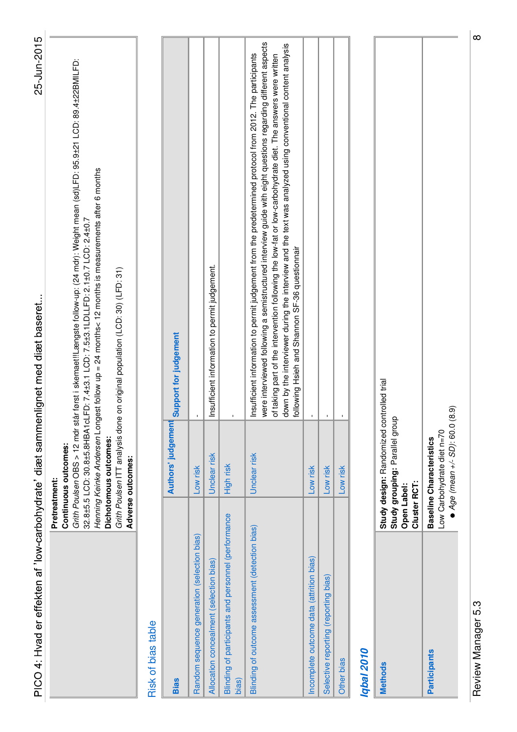| | |
|---|---|
| | **Pretreatment:** <br> **Continuous outcomes:** <br> *Grith Poulsen* OBS > 12 mdr står først i skemaet!!Længste follow-up: (24 mdr): Weight mean (sd)LFD: 95.9±21 LCD: 89.4±22BMILFD: 32.8±5.5 LCD: 30.8±5.8HBA1cLFD: 7.4±3.1 LCD: 7.5±3.1LDLLFD: 2.1±0.7 LCD: 2.4±0.7 <br> *Henning Keinke Andersen* Longest follow up = 24 months< 12 months is measurements after 6 months <br> **Dichotomous outcomes:** <br> *Grith Poulsen* ITT analysis done on original population (LCD: 30) (LFD: 31) <br> **Adverse outcomes:** |

## Risk of bias table

| Bias | Authors' judgement | Support for judgement |
|---|---|---|
| Random sequence generation (selection bias) | Low risk | - |
| Allocation concealment (selection bias) | Unclear risk | Insufficient information to permit judgement. |
| Blinding of participants and personnel (performance bias) | High risk | - |
| Blinding of outcome assessment (detection bias) | Unclear risk | Insufficient information to permit judgement from the predetermined protocol from 2012. The participants were interviewed following a semistructured interview guide with eight questions regarding different aspects of taking part of the intervention following the low-fat or low-carbohydrate diet. The answers were written down by the interviewer during the interview and the text was analyzed using conventional content analysis following Hsieh and Shannon SF-36 questionnair |
| Incomplete outcome data (attrition bias) | Low risk | - |
| Selective reporting (reporting bias) | Low risk | - |
| Other bias | Low risk | - |

## *Iqbal 2010*

| | |
|---|---|
| **Methods** | **Study design:** Randomized controlled trial <br> **Study grouping:** Parallel group <br> **Open Label:** <br> **Cluster RCT:** |
| **Participants** | **Baseline Characteristics** <br> Low Carbohydrate diet n=70 <br> ● *Age (mean +/- SD)*: 60.0 (8.9) |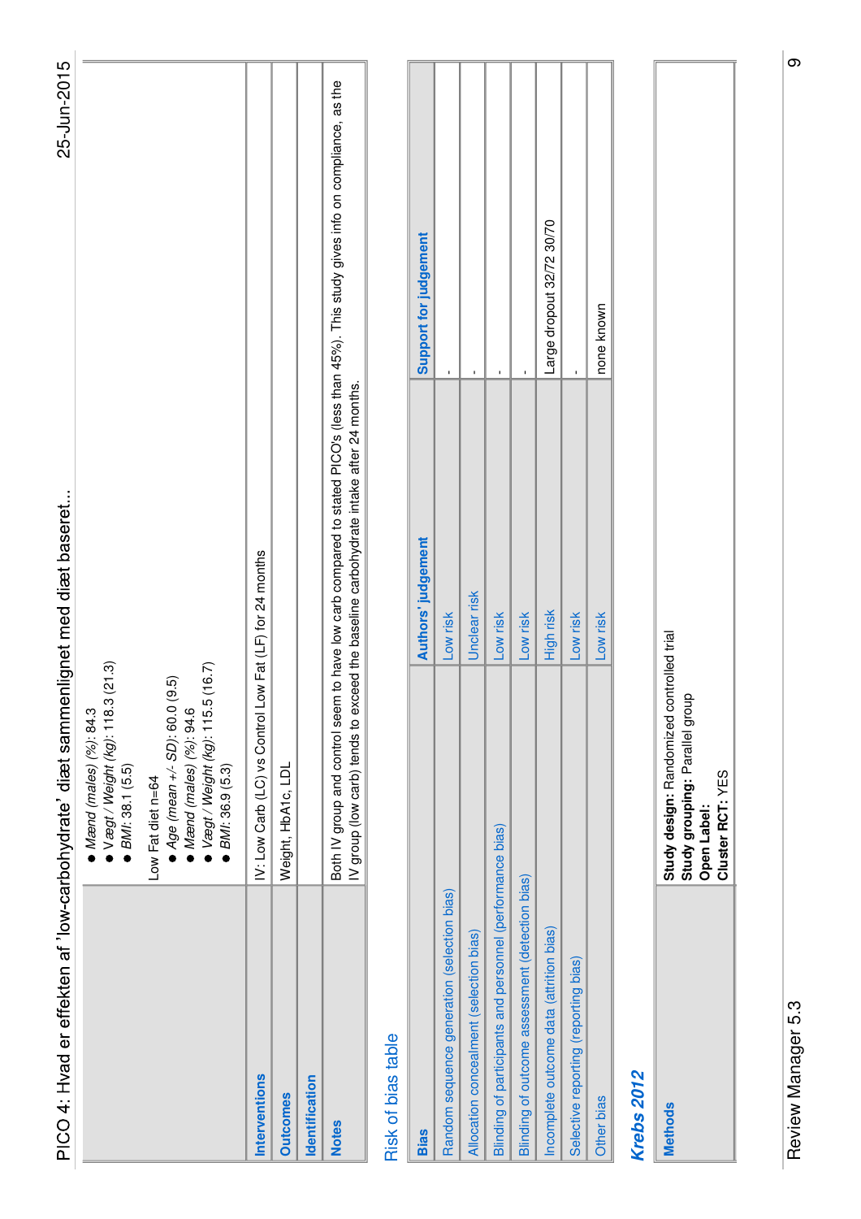| | |
|---|---|
| | - *Mænd (males) (%)*: 84.3<br>- *Vægt / Weight (kg)*: 118.3 (21.3)<br>- *BMI*: 38.1 (5.5)<br><br>Low Fat diet n=64<br>- *Age (mean +/- SD)*: 60.0 (9.5)<br>- *Mænd (males) (%)*: 94.6<br>- *Vægt / Weight (kg)*: 115.5 (16.7)<br>- *BMI*: 36.9 (5.3) |
| **Interventions** | IV: Low Carb (LC) vs Control Low Fat (LF) for 24 months |
| **Outcomes** | Weight, HbA1c, LDL |
| **Identification** | |
| **Notes** | Both IV group and control seem to have low carb compared to stated PICO's (less than 45%). This study gives info on compliance, as the IV group (low carb) tends to exceed the baseline carbohydrate intake after 24 months. |

## Risk of bias table

| Bias | Authors' judgement | Support for judgement |
|---|---|---|
| Random sequence generation (selection bias) | Low risk | - |
| Allocation concealment (selection bias) | Unclear risk | - |
| Blinding of participants and personnel (performance bias) | Low risk | - |
| Blinding of outcome assessment (detection bias) | Low risk | - |
| Incomplete outcome data (attrition bias) | High risk | Large dropout 32/72 30/70 |
| Selective reporting (reporting bias) | Low risk | - |
| Other bias | Low risk | none known |

## *Krebs 2012*

| | |
|---|---|
| **Methods** | **Study design:** Randomized controlled trial<br>**Study grouping:** Parallel group<br>**Open Label:**<br>**Cluster RCT:** YES |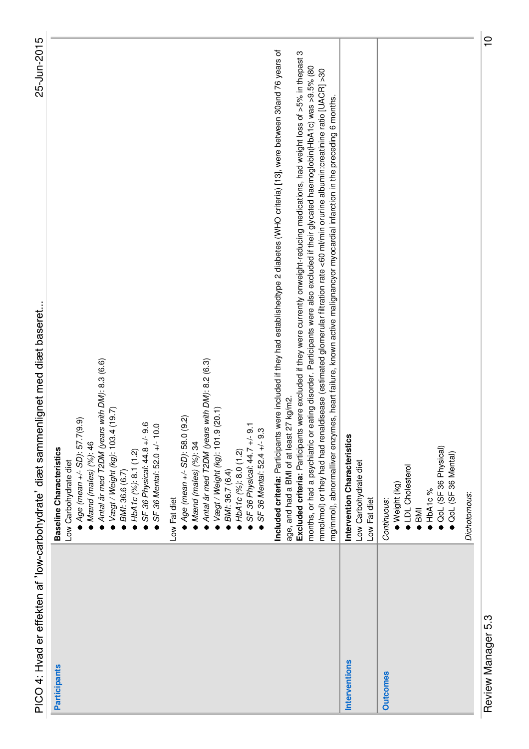| | |
|---|---|
| **Participants** | **Baseline Characteristics**<br>Low Carbohydrate diet<br>• *Age (mean +/- SD)*: 57.7(9.9)<br>• *Mænd (males) (%)*: 46<br>• *Antal år med T2DM (years with DM)*: 8.3 (6.6)<br>• *Vægt / Weight (kg)*: 103.4 (19.7)<br>• *BMI*: 36.6 (6.7)<br>• *HbA1c (%)*: 8.1 (1.2)<br>• *SF 36 Physical*: 44.8 +/- 9.6<br>• *SF 36 Mental*: 52.0 +/- 10.0<br><br>Low Fat diet<br>• *Age (mean +/- SD)*: 58.0 (9.2)<br>• *Mænd (males) (%)*: 34<br>• *Antal år med T2DM (years with DM)*: 8.2 (6.3)<br>• *Vægt / Weight (kg)*: 101.9 (20.1)<br>• *BMI*: 36.7 (6.4)<br>• *HbA1c (%)*: 8.0 (1.2)<br>• *SF 36 Physical*: 44.7 +/- 9.1<br>• *SF 36 Mental*: 52.4 +/- 9.3<br><br>**Included criteria:** Participants were included if they had establishedtype 2 diabetes (WHO criteria) [13], were between 30and 76 years of age, and had a BMI of at least 27 kg/m2.<br>**Excluded criteria:** Participants were excluded if they were currently onweight-reducing medications, had weight loss of >5% in thepast 3 months, or had a psychiatric or eating disorder. Participants were also excluded if their glycated haemoglobin(HbA1c) was >9.5% (80 mmol/mol) or they had renaldisease (estimated glomerular filtration rate <60 ml/min orurine albumin:creatinine ratio [UACR] >30 mg/mmol), abnormalliver enzymes, heart failure, known active malignancyor myocardial infarction in the preceding 6 months. |
| **Interventions** | **Intervention Characteristics**<br>Low Carbohydrate diet<br>Low Fat diet |
| **Outcomes** | *Continuous*:<br>• Weight (kg)<br>• LDL Cholesterol<br>• BMI<br>• HbA1c %<br>• QoL (SF 36 Physical)<br>• QoL (SF 36 Mental)<br><br>*Dichotomous*: |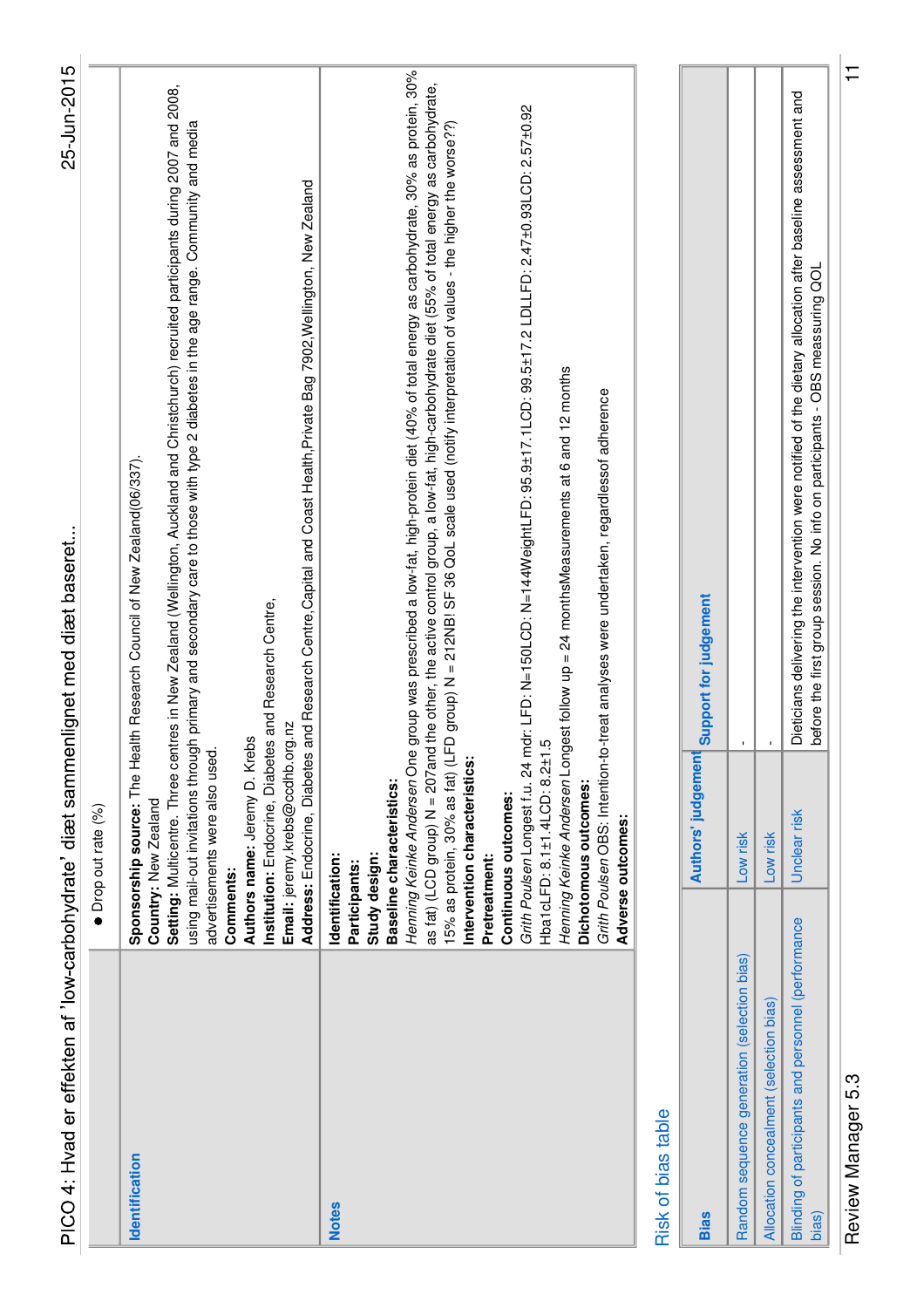| | • Drop out rate (%) |
|---|---|
| Identification | **Sponsorship source:** The Health Research Council of New Zealand(06/337).<br>**Country:** New Zealand<br>**Setting:** Multicentre. Three centres in New Zealand (Wellington, Auckland and Christchurch) recruited participants during 2007 and 2008, using mail-out invitations through primary and secondary care to those with type 2 diabetes in the age range. Community and media advertisements were also used.<br>**Comments:**<br>**Authors name:** Jeremy D. Krebs<br>**Institution:** Endocrine, Diabetes and Research Centre,<br>**Email:** jeremy.krebs@ccdhb.org.nz<br>**Address:** Endocrine, Diabetes and Research Centre,Capital and Coast Health,Private Bag 7902,Wellington, New Zealand |
| Notes | **Identification:**<br>**Participants:**<br>**Study design:**<br>**Baseline characteristics:**<br>*Henning Keinke Andersen* One group was prescribed a low-fat, high-protein diet (40% of total energy as carbohydrate, 30% as protein, 30% as fat) (LCD group) N = 207and the other, the active control group, a low-fat, high-carbohydrate diet (55% of total energy as carbohydrate, 15% as protein, 30% as fat) (LFD group) N = 212NB! SF 36 QoL scale used (notify interpretation of values - the higher the worse??)<br>**Intervention characteristics:**<br>**Pretreatment:**<br>**Continuous outcomes:**<br>*Grith Poulsen* Longest f.u. 24 mdr: LFD: N=150LCD: N=144WeightLFD: 95.9±17.1LCD: 99.5±17.2 LDLLFD: 2.47±0.93LCD: 2.57±0.92 Hba1cLFD: 8.1±1.4LCD: 8.2±1.5<br>*Henning Keinke Andersen* Longest follow up = 24 monthsMeasurements at 6 and 12 months<br>**Dichotomous outcomes:**<br>*Grith Poulsen* OBS: Intention-to-treat analyses were undertaken, regardlessof adherence<br>**Adverse outcomes:** |

## Risk of bias table

| Bias | Authors' judgement | Support for judgement |
|---|---|---|
| Random sequence generation (selection bias) | Low risk | - |
| Allocation concealment (selection bias) | Low risk | - |
| Blinding of participants and personnel (performance bias) | Unclear risk | Dieticians delivering the intervention were notified of the dietary allocation after baseline assessment and before the first group session. No info on participants - OBS meassuring QOL |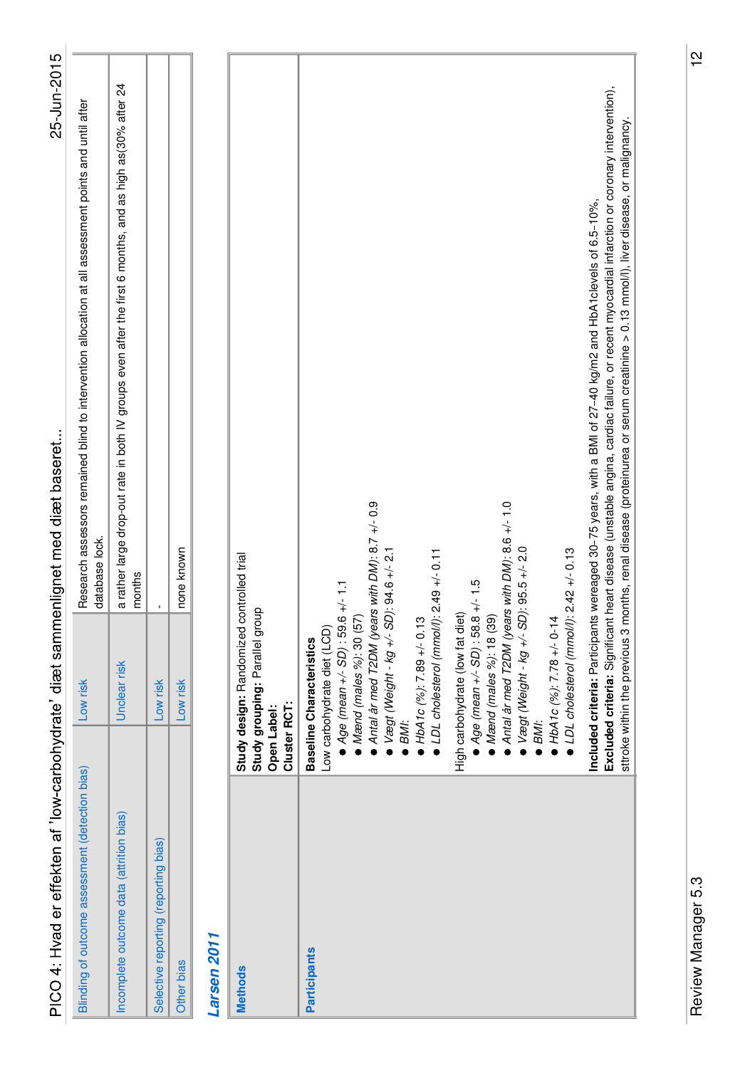| | | |
|---|---|---|
| Blinding of outcome assessment (detection bias) | Low risk | Research assessors remained blind to intervention allocation at all assessment points and until after database lock. |
| Incomplete outcome data (attrition bias) | Unclear risk | a rather large drop-out rate in both IV groups even after the first 6 months, and as high as(30% after 24 months |
| Selective reporting (reporting bias) | Low risk | - |
| Other bias | Low risk | none known |

## Larsen 2011

| | |
|---|---|
| **Methods** | **Study design:** Randomized controlled trial<br>**Study grouping:** Parallel group<br>**Open Label:**<br>**Cluster RCT:** |
| **Participants** | **Baseline Characteristics**<br>Low carbohydrate diet (LCD)<br>● *Age (mean +/- SD)* : 59.6 +/- 1.1<br>● *Mænd (males %)*: 30 (57)<br>● *Antal år med T2DM (years with DM)*: 8.7 +/- 0.9<br>● *Vægt (Weight - kg +/- SD)*: 94.6 +/- 2.1<br>● *BMI:*<br>● *HbA1c (%)*: 7.89 +/- 0.13<br>● *LDL cholesterol (mmol/l)*: 2.49 +/- 0.11<br><br>High carbohydrate (low fat diet)<br>● *Age (mean +/- SD)* : 58.8 +/- 1.5<br>● *Mænd (males %)*: 18 (39)<br>● *Antal år med T2DM (years with DM)*: 8.6 +/- 1.0<br>● *Vægt (Weight - kg +/- SD)*: 95.5 +/- 2.0<br>● *BMI:*<br>● *HbA1c (%)*: 7.78 +/- 0-14<br>● *LDL cholesterol (mmol/l)*: 2.42 +/- 0.13<br><br>**Included criteria:** Participants wereaged 30–75 years, with a BMI of 27–40 kg/m2 and HbA1clevels of 6.5–10%.<br>**Excluded criteria:** Significant heart disease (unstable angina, cardiac failure, or recent myocardial infarction or coronary intervention), sttroke within the previous 3 months, renal disease (proteinurea or serum creatinine > 0.13 mmol/l), liver disease, or malignancy. |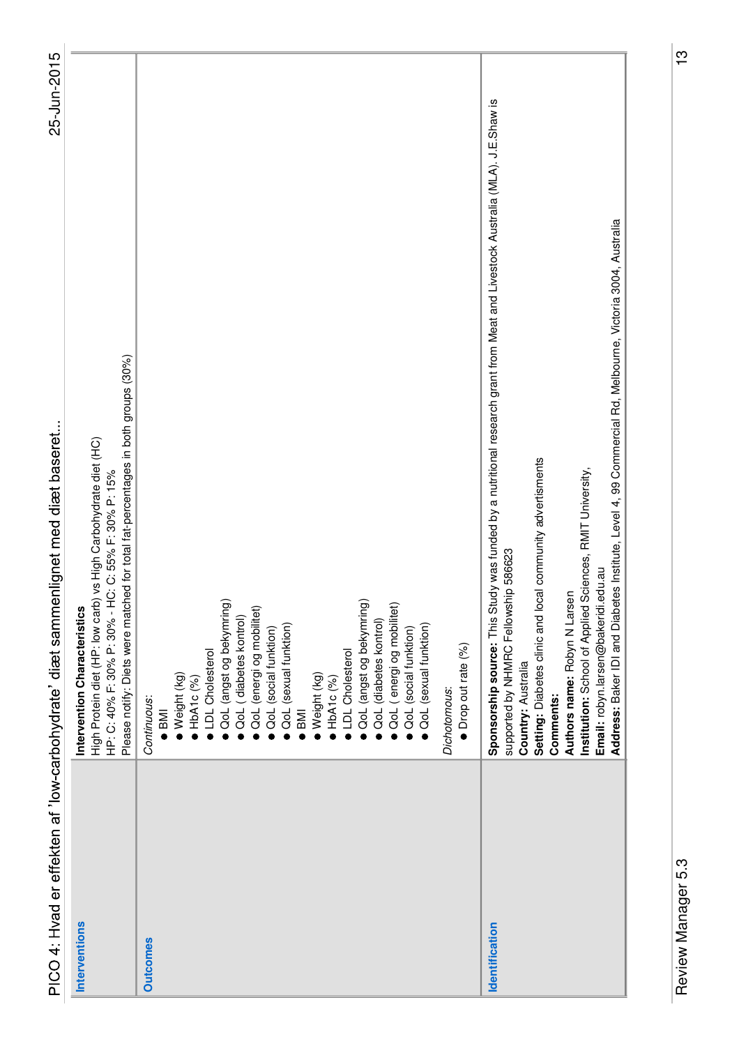| | |
|---|---|
| **Interventions** | **Intervention Characteristics**<br>High Protein diet (HP: low carb) vs High Carbohydrate diet (HC)<br>HP: C: 40% F: 30% P: 30% - HC: C: 55% F: 30% P: 15%<br>Please notify: Diets were matched for total fat-percentages in both groups (30%) |
| **Outcomes** | *Continuous*:<br>● BMI<br>● Weight (kg)<br>● HbA1c (%)<br>● LDL Cholesterol<br>● QoL (angst og bekymring)<br>● QoL ( diabetes kontrol)<br>● QoL (energi og mobilitet)<br>● QoL (social funktion)<br>● QoL (sexual funktion)<br>● BMI<br>● Weight (kg)<br>● HbA1c (%)<br>● LDL Cholesterol<br>● QoL (angst og bekymring)<br>● QoL (diabetes kontrol)<br>● QoL ( energi og mobilitet)<br>● QoL (social funktion)<br>● QoL (sexual funktion)<br><br>*Dichotomous*:<br>● Drop out rate (%) |
| **Identification** | **Sponsorship source:** This Study was funded by a nutritional research grant from Meat and Livestock Australia (MLA). J.E.Shaw is supported by NHMRC Fellowship 586623<br>**Country:** Australia<br>**Setting:** Diabetes clinic and local community advertisments<br>**Comments:**<br>**Authors name:** Robyn N Larsen<br>**Institution:** School of Applied Sciences, RMIT University,<br>**Email:** robyn.larsen@bakeridi.edu.au<br>**Address:** Baker IDI and Diabetes Institute, Level 4, 99 Commercial Rd, Melbourne, Victoria 3004, Australia |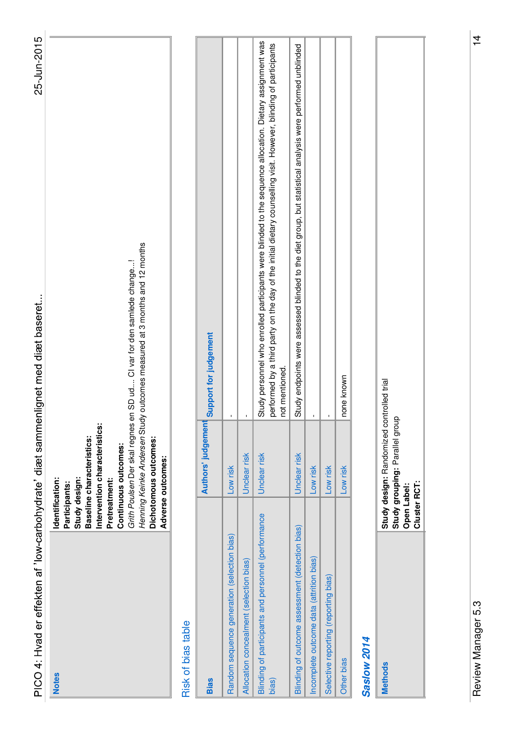| Notes | **Identification:**<br>**Participants:**<br>**Study design:**<br>**Baseline characteristics:**<br>**Intervention characteristics:**<br>**Pretreatment:**<br>**Continuous outcomes:**<br>*Grith Poulsen* Der skal regnes en SD ud.... CI var for den samlede change...!<br>*Henning Keinke Andersen* Study outcomes measured at 3 months and 12 months<br>**Dichotomous outcomes:**<br>**Adverse outcomes:** |
|---|---|

## Risk of bias table

| Bias | Authors' judgement | Support for judgement |
|---|---|---|
| Random sequence generation (selection bias) | Low risk | - |
| Allocation concealment (selection bias) | Unclear risk | - |
| Blinding of participants and personnel (performance bias) | Unclear risk | Study personnel who enrolled participants were blinded to the sequence allocation. Dietary assignment was performed by a third party on the day of the initial dietary counselling visit. However, blinding of participants not mentioned. |
| Blinding of outcome assessment (detection bias) | Unclear risk | Study endpoints were assessed blinded to the diet group, but statistical analysis were performed unblinded |
| Incomplete outcome data (attrition bias) | Low risk | - |
| Selective reporting (reporting bias) | Low risk | - |
| Other bias | Low risk | none known |

## *Saslow 2014*

| Methods | **Study design:** Randomized controlled trial<br>**Study grouping:** Parallel group<br>**Open Label:**<br>**Cluster RCT:** |
|---|---|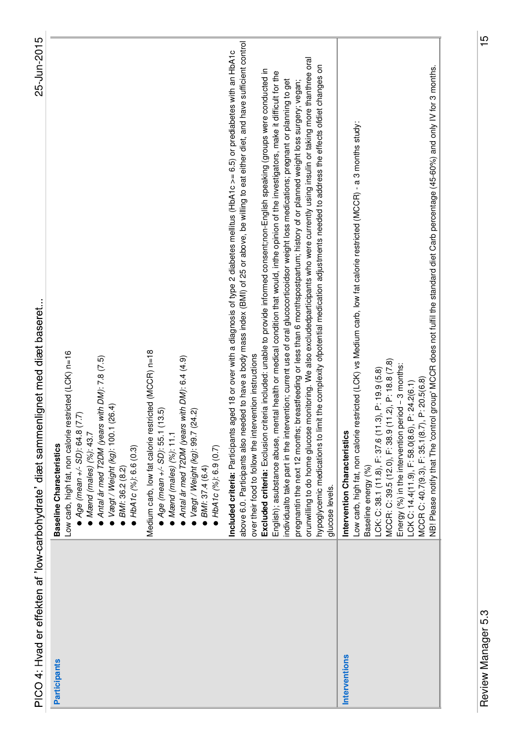| | |
|---|---|
| **Participants** | **Baseline Characteristics**<br>Low carb, high fat, non calorie restricted (LCK) n=16<br>● *Age (mean +/- SD)*: 64.8 (7.7)<br>● *Mænd (males) (%)*: 43.7<br>● *Antal år med T2DM (years with DM)*: 7.8 (7.5)<br>● *Vægt / Weight (kg)*: 100.1 (26.4)<br>● *BMI*: 36.2 (8.2)<br>● *HbA1c (%)*: 6.6 (0.3)<br><br>Medium carb, low fat calorie restricted (MCCR) n=18<br>● *Age (mean +/- SD)*: 55.1 (13.5)<br>● *Mænd (males) (%)*: 11.1<br>● *Antal år med T2DM (years with DM)*: 6.4 (4.9)<br>● *Vægt / Weight (kg)*: 99.7 (24.2)<br>● *BMI*: 37.4 (6.4)<br>● *HbA1c (%)*: 6.9 (0.7)<br><br>**Included criteria:** Participants aged 18 or over with a diagnosis of type 2 diabetes mellitus (HbA1c >= 6.5) or prediabetes with an HbA1c above 6.0. Participants also needed to have a body mass index (BMI) of 25 or above, be willing to eat either diet, and have sufficient control over their food to follow the intervention instructions<br>**Excluded criteria:** Exclusion criteria included: unable to provide informed consent;non-English speaking (groups were conducted in English); asubstance abuse, mental health or medical condition that would, inthe opinion of the investigators, make it difficult for the individualto take part in the intervention; current use of oral glucocorticoidsor weight loss medications; pregnant or planning to get pregnantin the next 12 months; breastfeeding or less than 6 monthspostpartum; history of or planned weight loss surgery; vegan; orunwilling to do home glucose monitoring. We also excludedparticipants who were currently using insulin or taking more thanthree oral hypoglycemic medications to limit the complexity ofpotential medication adjustments needed to address the effects ofdiet changes on glucose levels. |
| **Interventions** | **Intervention Characteristics**<br>Low carb, high fat, non calorie restricted (LCK) vs Medium carb, low fat calorie restricted (MCCR) - a 3 months study:<br>Baseline energy (%)<br>LCK: C: 38.1 (11.8), F: 37.6 (11.3), P: 19.9 (5.8)<br>MCCR: C: 39.5 (12.0), F: 38.9 (11.2), P: 18.8 (7.8)<br>Energy (%) in the intervention period – 3 months:<br>LCK C: 14.4(11.9), F: 58.0(8.6), P: 24.2(6.1)<br>MCCR C: 40.7(9.3), F: 35.1(8.7), P: 20.5(6.8)<br>NB! Please notify that The 'control group' MCCR does not fulfil the standard diet Carb percentage (45-60%) and only IV for 3 months. |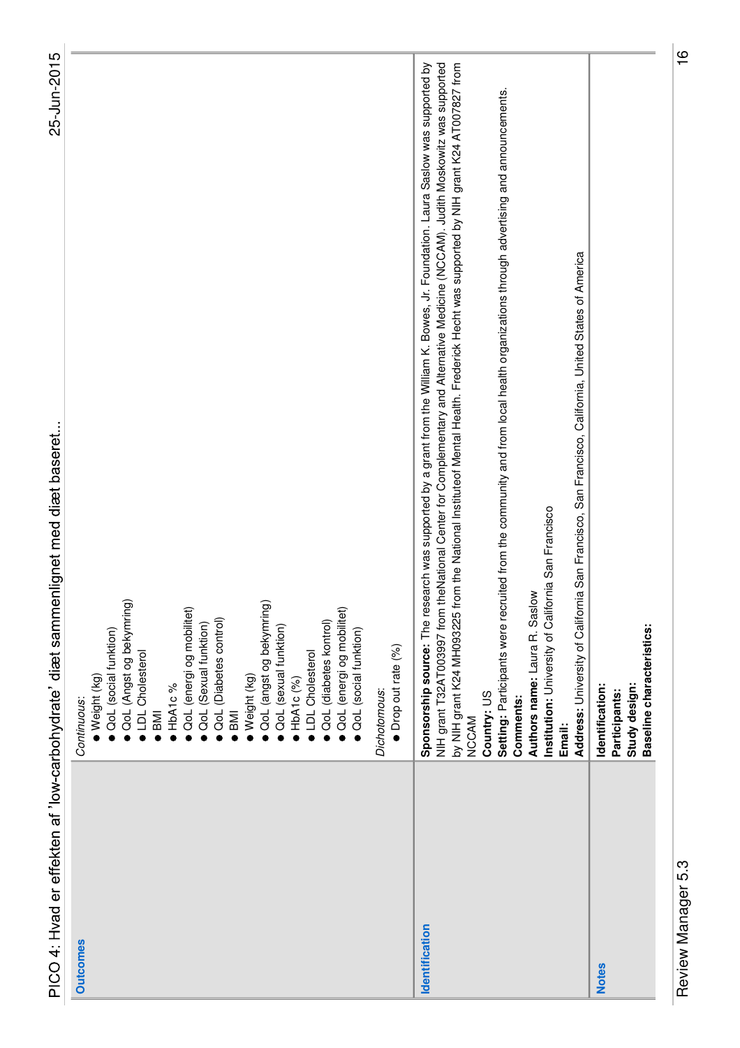| | |
|---|---|
| **Outcomes** | *Continuous:*<br>● Weight (kg)<br>● QoL (social funktion)<br>● QoL (Angst og bekymring)<br>● LDL Cholesterol<br>● BMI<br>● HbA1c %<br>● QoL (energi og mobilitet)<br>● QoL (Sexual funktion)<br>● QoL (Diabetes control)<br>● BMI<br>● Weight (kg)<br>● QoL (angst og bekymring)<br>● QoL (sexual funktion)<br>● HbA1c (%)<br>● LDL Cholesterol<br>● QoL (diabetes kontrol)<br>● QoL (energi og mobilitet)<br>● QoL (social funktion)<br><br>*Dichotomous:*<br>● Drop out rate (%) |
| **Identification** | **Sponsorship source:** The research was supported by a grant from the William K. Bowes, Jr. Foundation. Laura Saslow was supported by NIH grant T32AT003997 from theNational Center for Complementary and Alternative Medicine (NCCAM). Judith Moskowitz was supported by NIH grant K24 MH093225 from the National Instituteof Mental Health. Frederick Hecht was supported by NIH grant K24 AT007827 from NCCAM<br>**Country:** US<br>**Setting:** Participants were recruited from the community and from local health organizations through advertising and announcements.<br>**Comments:**<br>**Authors name:** Laura R. Saslow<br>**Institution:** University of California San Francisco<br>**Email:**<br>**Address:** University of California San Francisco, San Francisco, California, United States of America |
| **Notes** | **Identification:**<br>**Participants:**<br>**Study design:**<br>**Baseline characteristics:** |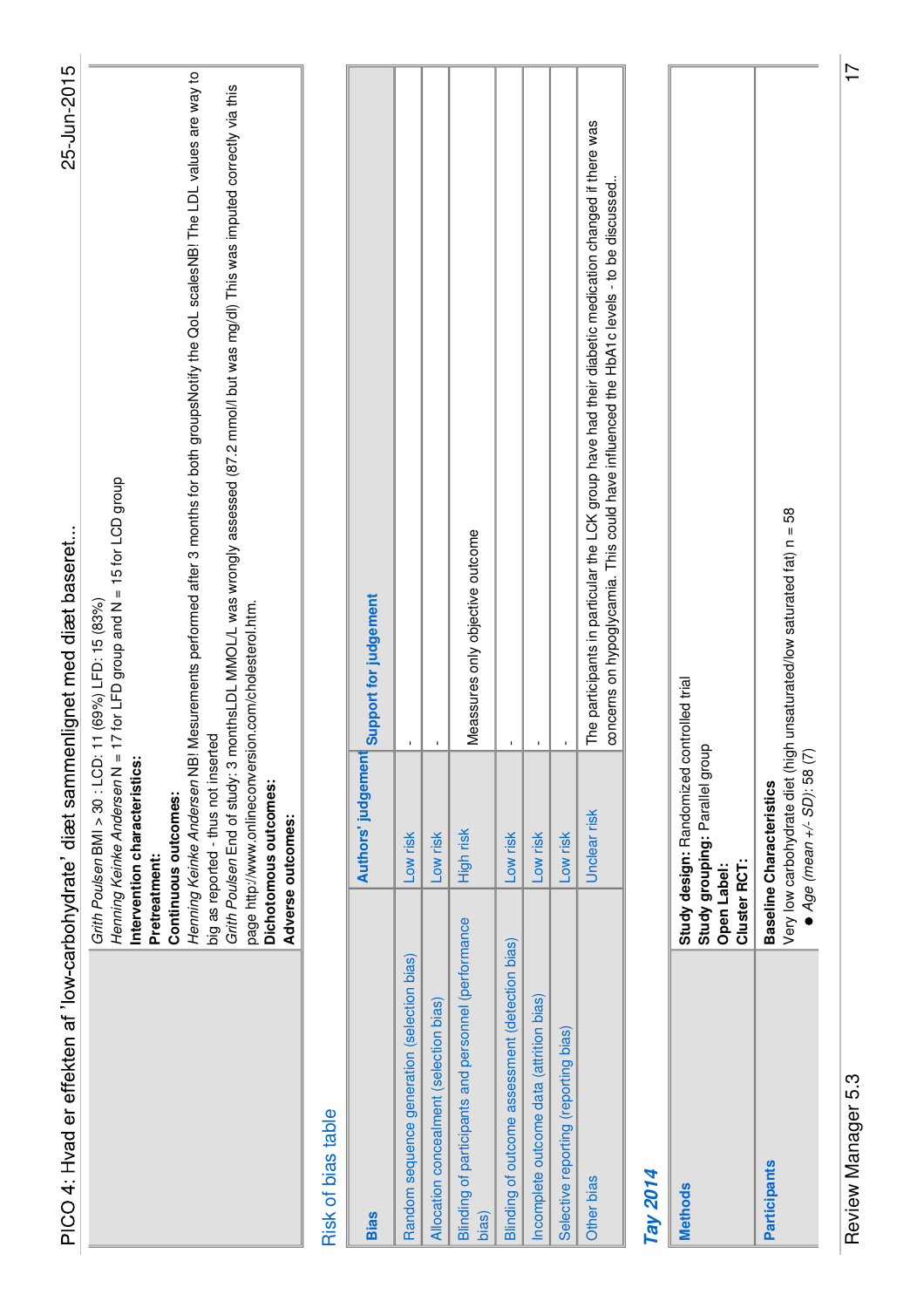| | |
|---|---|
| | *Grith Poulsen* BMI > 30 : LCD: 11 (69%) LFD: 15 (83%)<br>*Henning Keinke Andersen* N = 17 for LFD group and N = 15 for LCD group<br>**Intervention characteristics:**<br>**Pretreatment:**<br>**Continuous outcomes:**<br>*Henning Keinke Andersen* NB! Mesurements performed after 3 months for both groupsNotify the QoL scalesNB! The LDL values are way to big as reported - thus not inserted<br>*Grith Poulsen* End of study: 3 monthsLDL MMOL/L was wrongly assessed (87.2 mmol/l but was mg/dl) This was imputed correctly via this page http://www.onlineconversion.com/cholesterol.htm.<br>**Dichotomous outcomes:**<br>**Adverse outcomes:** |

## Risk of bias table

| Bias | Authors' judgement | Support for judgement |
|---|---|---|
| Random sequence generation (selection bias) | Low risk | - |
| Allocation concealment (selection bias) | Low risk | - |
| Blinding of participants and personnel (performance bias) | High risk | Meassures only objective outcome |
| Blinding of outcome assessment (detection bias) | Low risk | - |
| Incomplete outcome data (attrition bias) | Low risk | - |
| Selective reporting (reporting bias) | Low risk | - |
| Other bias | Unclear risk | The participants in particular the LCK group have had their diabetic medication changed if there was concerns on hypoglycamia. This could have influenced the HbA1c levels - to be discussed.. |

## *Tay 2014*

| | |
|---|---|
| **Methods** | **Study design:** Randomized controlled trial<br>**Study grouping:** Parallel group<br>**Open Label:**<br>**Cluster RCT:** |
| **Participants** | **Baseline Characteristics**<br>Very low carbohydrate diet (high unsaturated/low saturated fat) n = 58<br>● *Age (mean +/- SD)*: 58 (7) |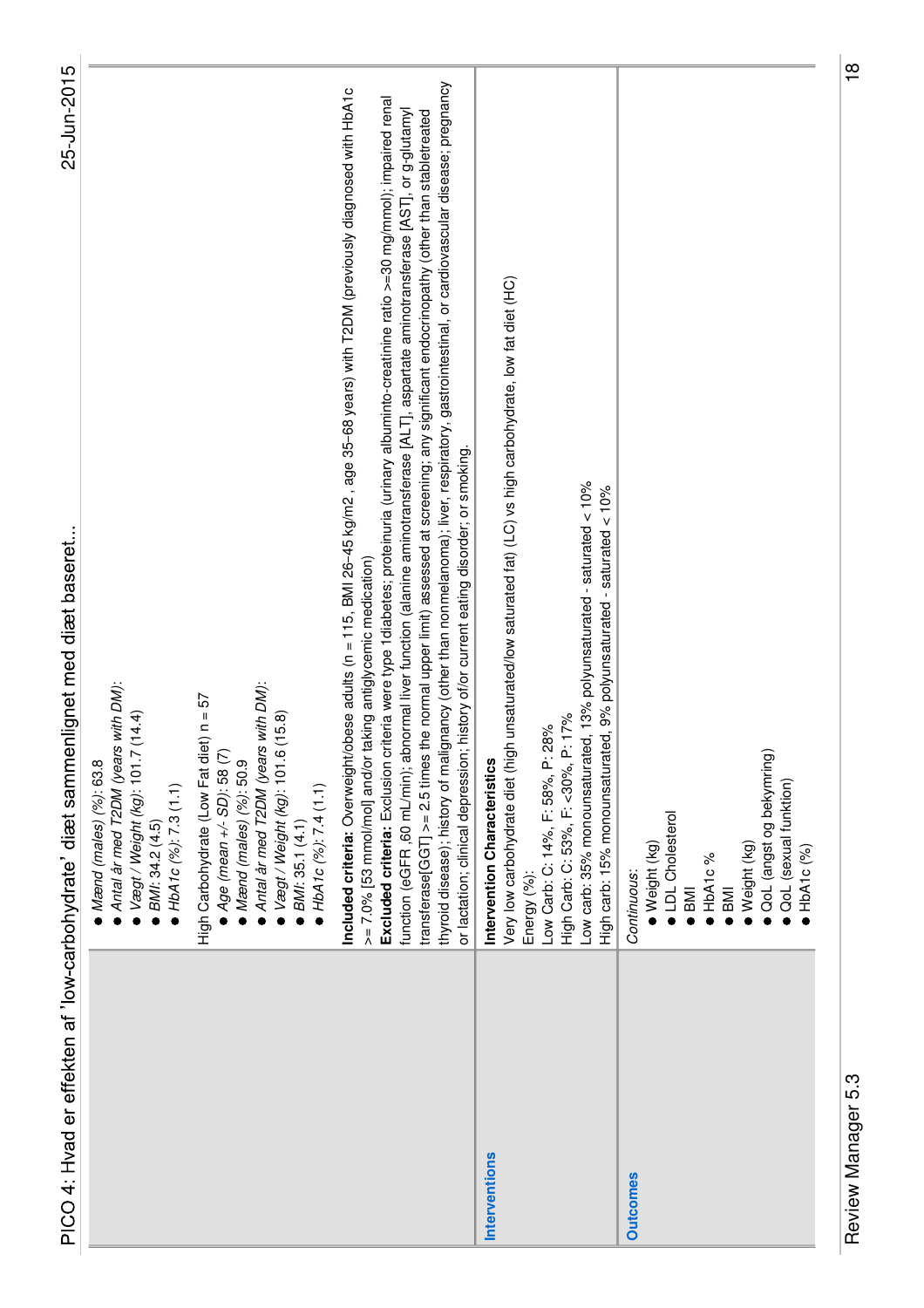| | |
|---|---|
| | • *Mænd (males) (%)*: 63.8<br>• *Antal år med T2DM (years with DM)*:<br>• *Vægt / Weight (kg)*: 101.7 (14.4)<br>• *BMI*: 34.2 (4.5)<br>• *HbA1c (%)*: 7.3 (1.1)<br><br>High Carbohydrate (Low Fat diet) n = 57<br>• *Age (mean +/- SD)*: 58 (7)<br>• *Mænd (males) (%)*: 50.9<br>• *Antal år med T2DM (years with DM)*:<br>• *Vægt / Weight (kg)*: 101.6 (15.8)<br>• *BMI*: 35.1 (4.1)<br>• *HbA1c (%)*: 7.4 (1.1)<br><br>**Included criteria:** Overweight/obese adults (n = 115, BMI 26-45 kg/m2 , age 35-68 years) with T2DM (previously diagnosed with HbA1c >= 7.0% [53 mmol/mol] and/or taking antiglycemic medication)<br>**Excluded criteria:** Exclusion criteria were type 1diabetes; proteinuria (urinary albuminto-creatinine ratio >=30 mg/mmol); impaired renal function (eGFR ,60 mL/min); abnormal liver function (alanine aminotransferase [ALT], aspartate aminotransferase [AST], or g-glutamyl transferase[GGT] >= 2.5 times the normal upper limit) assessed at screening; any significant endocrinopathy (other than stabletreated thyroid disease); history of malignancy (other than nonmelanoma); liver, respiratory, gastrointestinal, or cardiovascular disease; pregnancy or lactation; clinical depression; history of/or current eating disorder; or smoking. |
| **Interventions** | **Intervention Characteristics**<br>Very low carbohydrate diet (high unsaturated/low saturated fat) (LC) vs high carbohydrate, low fat diet (HC)<br>Energy (%):<br>Low Carb: C: 14%, F: 58%, P: 28%<br>High Carb: C: 53%, F: <30%, P: 17%<br>Low carb: 35% monounsaturated, 13% polyunsaturated - saturated < 10%<br>High carb: 15% monounsaturated, 9% polyunsaturated - saturated < 10% |
| **Outcomes** | *Continuous*:<br>• Weight (kg)<br>• LDL Cholesterol<br>• BMI<br>• HbA1c %<br>• BMI<br>• Weight (kg)<br>• QoL (angst og bekymring)<br>• QoL (sexual funktion)<br>• HbA1c (%) |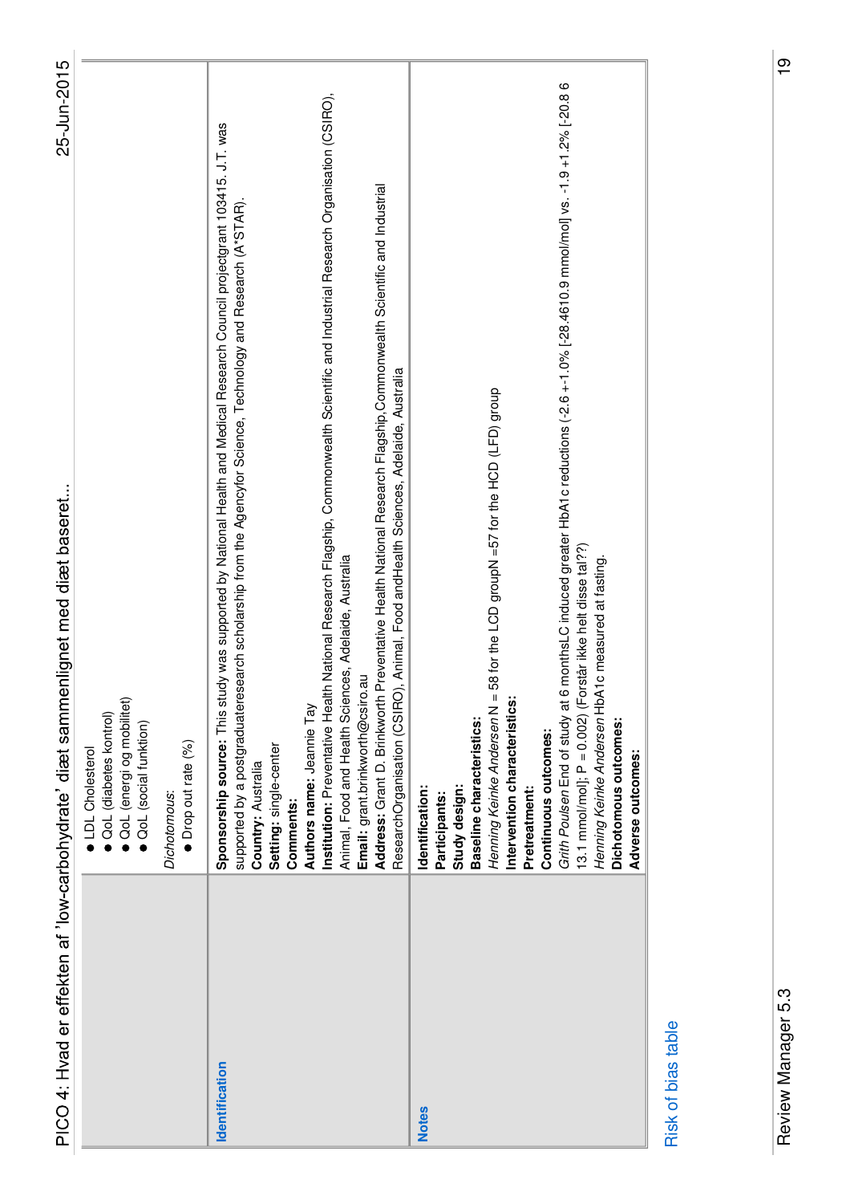| | |
|---|---|
| | • LDL Cholesterol<br>• QoL (diabetes kontrol)<br>• QoL (energi og mobilitet)<br>• QoL (social funktion)<br><br>*Dichotomous:*<br>• Drop out rate (%) |
| **Identification** | **Sponsorship source:** This study was supported by National Health and Medical Research Council projectgrant 103415. J.T. was supported by a postgraduateresearch scholarship from the Agencyfor Science, Technology and Research (A*STAR).<br>**Country:** Australia<br>**Setting:** single-center<br>**Comments:**<br>**Authors name:** Jeannie Tay<br>**Institution:** Preventative Health National Research Flagship, Commonwealth Scientific and Industrial Research Organisation (CSIRO), Animal, Food and Health Sciences, Adelaide, Australia<br>**Email:** grant.brinkworth@csiro.au<br>**Address:** Grant D. Brinkworth Preventative Health National Research Flagship,Commonwealth Scientific and Industrial ResearchOrganisation (CSIRO), Animal, Food andHealth Sciences, Adelaide, Australia |
| **Notes** | **Identification:**<br>**Participants:**<br>**Study design:**<br>**Baseline characteristics:**<br>*Henning Keinke Andersen* N = 58 for the LCD groupN =57 for the HCD (LFD) group<br>**Intervention characteristics:**<br>**Pretreatment:**<br>**Continuous outcomes:**<br>*Grith Poulsen* End of study at 6 monthsLC induced greater HbA1c reductions (-2.6 +-1.0% [28.4610.9 mmol/mol] vs. -1.9 +1.2% [-20.8 6 13.1 mmol/mol]; P = 0.002) (Forstår ikke helt disse tal??)<br>*Henning Keinke Andersen* HbA1c measured at fasting.<br>**Dichotomous outcomes:**<br>**Adverse outcomes:** |

Risk of bias table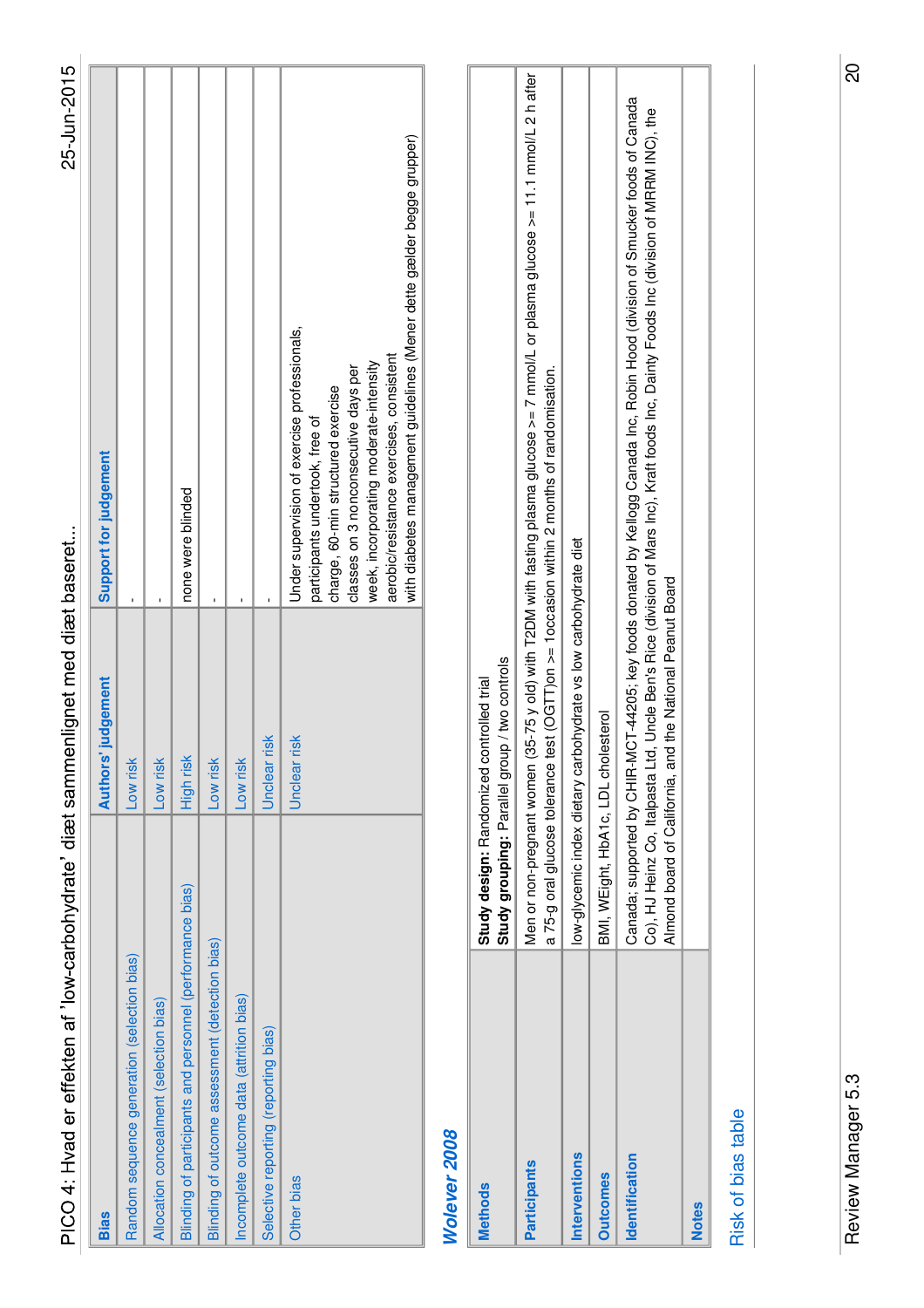| Bias | Authors' judgement | Support for judgement |
|---|---|---|
| Random sequence generation (selection bias) | Low risk | - |
| Allocation concealment (selection bias) | Low risk | - |
| Blinding of participants and personnel (performance bias) | High risk | none were blinded |
| Blinding of outcome assessment (detection bias) | Low risk | - |
| Incomplete outcome data (attrition bias) | Low risk | - |
| Selective reporting (reporting bias) | Unclear risk | - |
| Other bias | Unclear risk | Under supervision of exercise professionals, participants undertook, free of charge, 60-min structured exercise classes on 3 nonconsecutive days per week, incorporating moderate-intensity aerobic/resistance exercises, consistent with diabetes management guidelines (Mener dette gælder begge grupper) |

## Wolever 2008

| | |
|---|---|
| **Methods** | **Study design:** Randomized controlled trial<br>**Study grouping:** Parallel group / two controls |
| **Participants** | Men or non-pregnant women (35-75 y old) with T2DM with fasting plasma glucose >= 7 mmol/L or plasma glucose >= 11.1 mmol/L 2 h after a 75-g oral glucose tolerance test (OGTT)on >= 1occasion within 2 months of randomisation. |
| **Interventions** | low-glycemic index dietary carbohydrate vs low carbohydrate diet |
| **Outcomes** | BMI, WEight, HbA1c, LDL cholesterol |
| **Identification** | Canada; supported by CIHR-MCT-44205; key foods donated by Kellogg Canada Inc, Robin Hood (division of Smucker foods of Canada Co), HJ Heinz Co, Italpasta Ltd, Uncle Ben's Rice (division of Mars Inc), Kraft foods Inc, Dainty Foods Inc (division of MRRM INC), the Almond board of California, and the National Peanut Board |
| **Notes** | |

Risk of bias table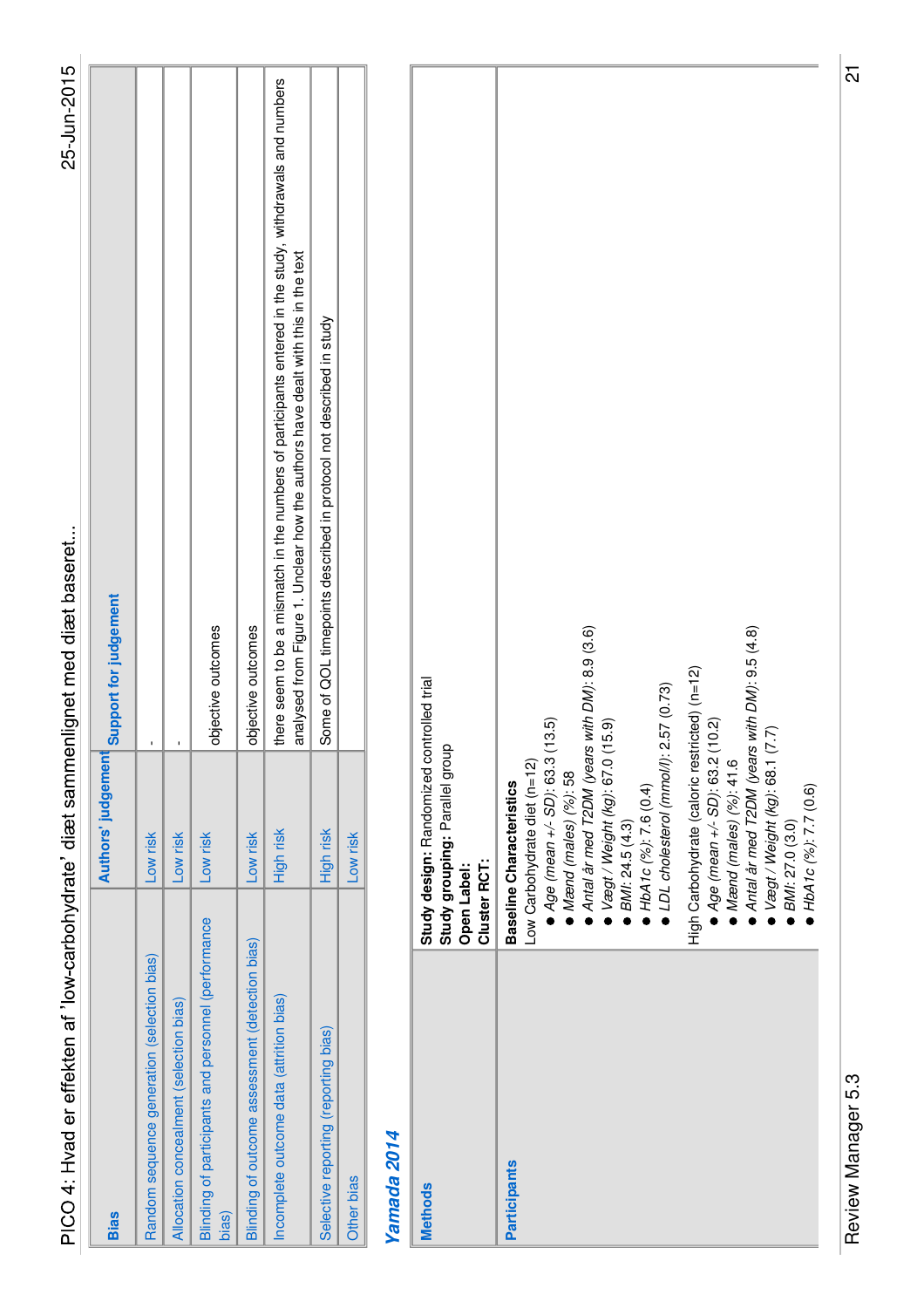| Bias | Authors' judgement | Support for judgement |
|---|---|---|
| Random sequence generation (selection bias) | Low risk | - |
| Allocation concealment (selection bias) | Low risk | - |
| Blinding of participants and personnel (performance bias) | Low risk | objective outcomes |
| Blinding of outcome assessment (detection bias) | Low risk | objective outcomes |
| Incomplete outcome data (attrition bias) | High risk | there seem to be a mismatch in the numbers of participants entered in the study, withdrawals and numbers analysed from Figure 1. Unclear how the authors have dealt with this in the text |
| Selective reporting (reporting bias) | High risk | Some of QOL timepoints described in protocol not described in study |
| Other bias | Low risk | |

## Yamada 2014

| | |
|---|---|
| **Methods** | **Study design:** Randomized controlled trial<br>**Study grouping:** Parallel group<br>**Open Label:**<br>**Cluster RCT:** |
| **Participants** | **Baseline Characteristics**<br>Low Carbohydrate diet (n=12)<br>● *Age (mean +/- SD)*: 63.3 (13.5)<br>● *Mænd (males) (%)*: 58<br>● *Antal år med T2DM (years with DM)*: 8.9 (3.6)<br>● *Vægt / Weight (kg)*: 67.0 (15.9)<br>● *BMI*: 24.5 (4.3)<br>● *HbA1c (%)*: 7.6 (0.4)<br>● *LDL cholesterol (mmol/l)*: 2.57 (0.73)<br><br>High Carbohydrate (caloric restricted) (n=12)<br>● *Age (mean +/- SD)*: 63.2 (10.2)<br>● *Mænd (males) (%)*: 41.6<br>● *Antal år med T2DM (years with DM)*: 9.5 (4.8)<br>● *Vægt / Weight (kg)*: 68.1 (7.7)<br>● *BMI*: 27.0 (3.0)<br>● *HbA1c (%)*: 7.7 (0.6) |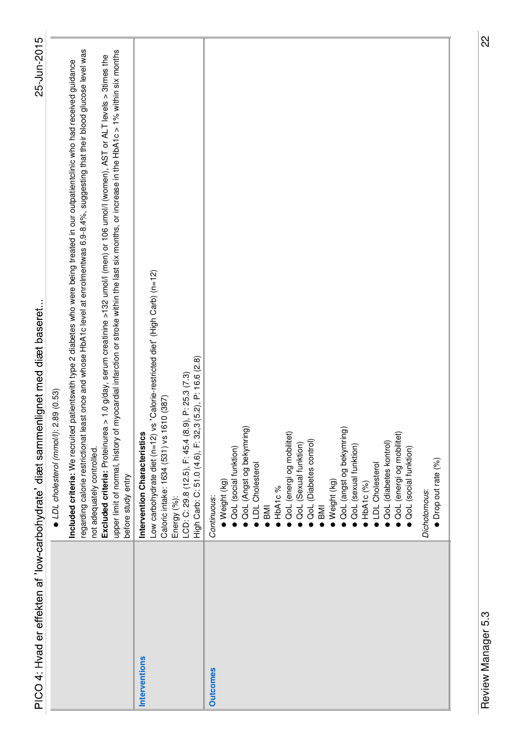| | |
|---|---|
| | • *LDL cholesterol (mmol/l)*: 2.89 (0.53)<br><br>**Included criteria:** We recruited patientswith type 2 diabetes who were being treated in our outpatientclinic who had received guidance regarding calorie restrictionat least once and whose HbA1c level at enrolmentwas 6.9-8.4%, suggesting that their blood glucose level was not adequately controlled.<br>**Excluded criteria:** Proteinurea > 1.0 g/day, serum creatinine >132 umol/l (men) or 106 umol/l (women), AST or ALT levels > 3times the upper limit of normal, history of myocardial infarction or stroke within the last six months, or increase in the HbA1c > 1% within six months before study entry |
| **Interventions** | **Intervention Characteristics**<br>Low carbohydrate diet (n=12) vs 'Calorie-restricted diet' (High Carb) (n=12)<br>Caloric intake: 1634 (531) vs 1610 (387)<br>Energy (%):<br>LCD: C: 29.8 (12.5), F: 45.4 (8.9), P: 25.3 (7.3)<br>High Carb: C: 51.0 (4.6), F: 32.3 (5.2), P: 16.6 (2.8) |
| **Outcomes** | *Continuous*:<br>• Weight (kg)<br>• QoL (social funktion)<br>• QoL (Angst og bekymring)<br>• LDL Cholesterol<br>• BMI<br>• HbA1c %<br>• QoL (energi og mobilitet)<br>• QoL (Sexual funktion)<br>• QoL (Diabetes control)<br>• BMI<br>• Weight (kg)<br>• QoL (angst og bekymring)<br>• QoL (sexual funktion)<br>• HbA1c (%)<br>• LDL Cholesterol<br>• QoL (diabetes kontrol)<br>• QoL (energi og mobilitet)<br>• QoL (social funktion)<br><br>*Dichotomous*:<br>• Drop out rate (%) |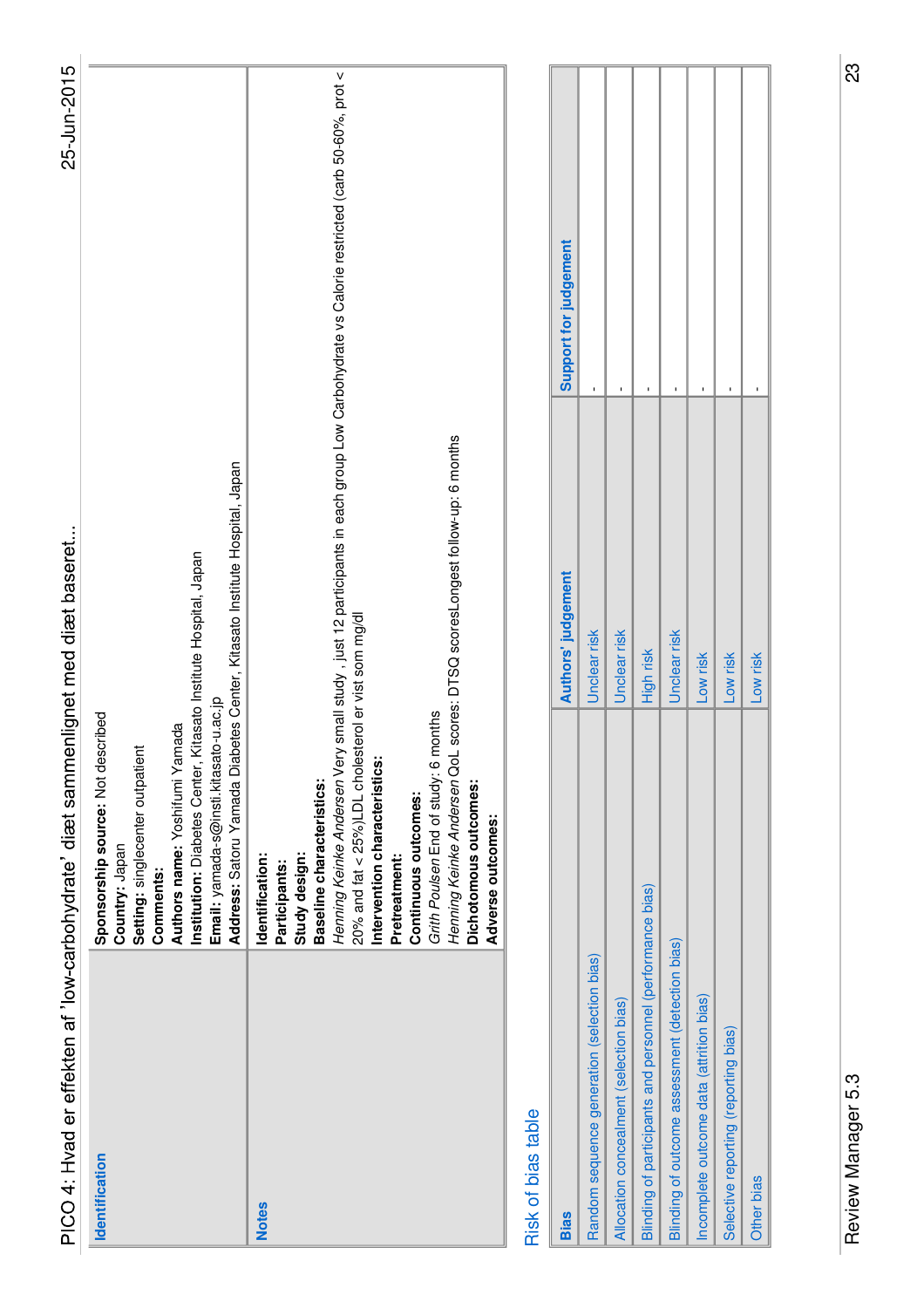| | |
|---|---|
| **Identification** | **Sponsorship source:** Not described<br>**Country:** Japan<br>**Setting:** singlecenter outpatient<br>**Comments:**<br>**Authors name:** Yoshifumi Yamada<br>**Institution:** Diabetes Center, Kitasato Institute Hospital, Japan<br>**Email:** yamada-s@insti.kitasato-u.ac.jp<br>**Address:** Satoru Yamada Diabetes Center, Kitasato Institute Hospital, Japan |
| **Notes** | **Identification:**<br>**Participants:**<br>**Study design:**<br>**Baseline characteristics:**<br>*Henning Keinke Andersen* Very small study , just 12 participants in each group Low Carbohydrate vs Calorie restricted (carb 50-60%, prot < 20% and fat < 25%)LDL cholesterol er vist som mg/dl<br>**Intervention characteristics:**<br>**Pretreatment:**<br>**Continuous outcomes:**<br>*Grith Poulsen* End of study: 6 months<br>*Henning Keinke Andersen* QoL scores: DTSQ scoresLongest follow-up: 6 months<br>**Dichotomous outcomes:**<br>**Adverse outcomes:** |

## Risk of bias table

| Bias | Authors' judgement | Support for judgement |
|---|---|---|
| Random sequence generation (selection bias) | Unclear risk | - |
| Allocation concealment (selection bias) | Unclear risk | - |
| Blinding of participants and personnel (performance bias) | High risk | - |
| Blinding of outcome assessment (detection bias) | Unclear risk | - |
| Incomplete outcome data (attrition bias) | Low risk | - |
| Selective reporting (reporting bias) | Low risk | - |
| Other bias | Low risk | - |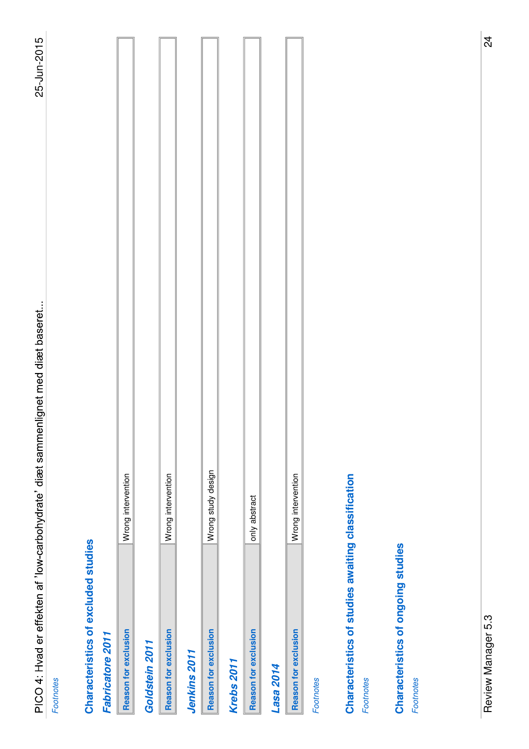*Footnotes*

## Characteristics of excluded studies

### Fabricatore 2011

| Reason for exclusion | Wrong intervention |
| --- | --- |

### Goldstein 2011

| Reason for exclusion | Wrong intervention |
| --- | --- |

### Jenkins 2011

| Reason for exclusion | Wrong study design |
| --- | --- |

### Krebs 2011

| Reason for exclusion | only abstract |
| --- | --- |

### Lasa 2014

| Reason for exclusion | Wrong intervention |
| --- | --- |

*Footnotes*

## Characteristics of studies awaiting classification

*Footnotes*

## Characteristics of ongoing studies

*Footnotes*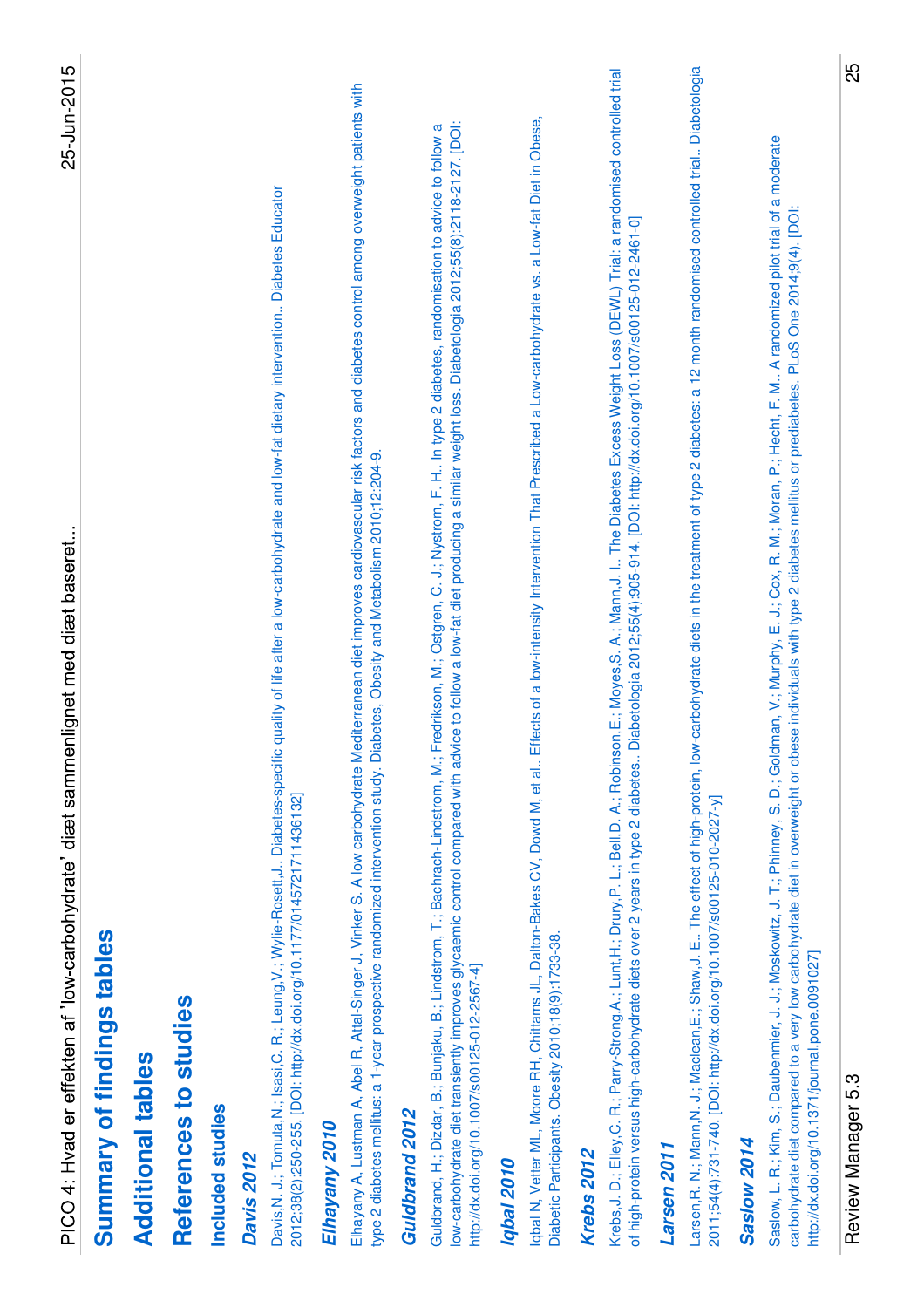# Summary of findings tables

# Additional tables

# References to studies

## Included studies

### *Davis 2012*

Davis,N. J.; Tomuta,N.; Isasi,C. R.; Leung,V.; Wylie-Rosett,J.. Diabetes-specific quality of life after a low-carbohydrate and low-fat dietary intervention.. Diabetes Educator 2012;38(2):250-255. [DOI: http://dx.doi.org/10.1177/0145721711436132]

### *Elhayany 2010*

Elhayany A, Lustman A, Abel R, Attal-Singer J, Vinker S. A low carbohydrate Mediterranean diet improves cardiovascular risk factors and diabetes control among overweight patients with type 2 diabetes mellitus: a 1-year prospective randomized intervention study. Diabetes, Obesity and Metabolism 2010;12:204-9.

### *Guldbrand 2012*

Guldbrand, H.; Dizdar, B.; Bunjaku, B.; Lindstrom, T.; Bachrach-Lindstrom, M.; Fredrikson, M.; Ostgren, C. J.; Nystrom, F. H.. In type 2 diabetes, randomisation to advice to follow a low-carbohydrate diet transiently improves glycaemic control compared with advice to follow a low-fat diet producing a similar weight loss. Diabetologia 2012;55(8):2118-2127. [DOI: http://dx.doi.org/10.1007/s00125-012-2567-4]

### *Iqbal 2010*

Iqbal N, Vetter ML, Moore RH, Chittams JL, Dalton-Bakes CV, Dowd M, et al.. Effects of a low-intensity Intervention That Prescribed a Low-carbohydrate vs. a Low-fat Diet in Obese, Diabetic Participants. Obesity 2010;18(9):1733-38.

### *Krebs 2012*

Krebs,J. D.; Elley,C. R.; Parry-Strong,A.; Lunt,H.; Drury,P. L.; Bell,D. A.; Robinson,E.; Moyes,S. A.; Mann,J. I.. The Diabetes Excess Weight Loss (DEWL) Trial: a randomised controlled trial of high-protein versus high-carbohydrate diets over 2 years in type 2 diabetes.. Diabetologia 2012;55(4):905-914. [DOI: http://dx.doi.org/10.1007/s00125-012-2461-0]

### *Larsen 2011*

Larsen,R. N.; Mann,N. J.; Maclean,E.; Shaw,J. E.. The effect of high-protein, low-carbohydrate diets in the treatment of type 2 diabetes: a 12 month randomised controlled trial.. Diabetologia 2011;54(4):731-740. [DOI: http://dx.doi.org/10.1007/s00125-010-2027-y]

### *Saslow 2014*

Saslow, L. R.; Kim, S.; Daubenmier, J. J.; Moskowitz, J. T.; Phinney, S. D.; Goldman, V.; Murphy, E. J.; Cox, R. M.; Moran, P.; Hecht, F. M.. A randomized pilot trial of a moderate carbohydrate diet compared to a very low carbohydrate diet in overweight or obese individuals with type 2 diabetes mellitus or prediabetes. PLoS One 2014;9(4). [DOI: http://dx.doi.org/10.1371/journal.pone.0091027]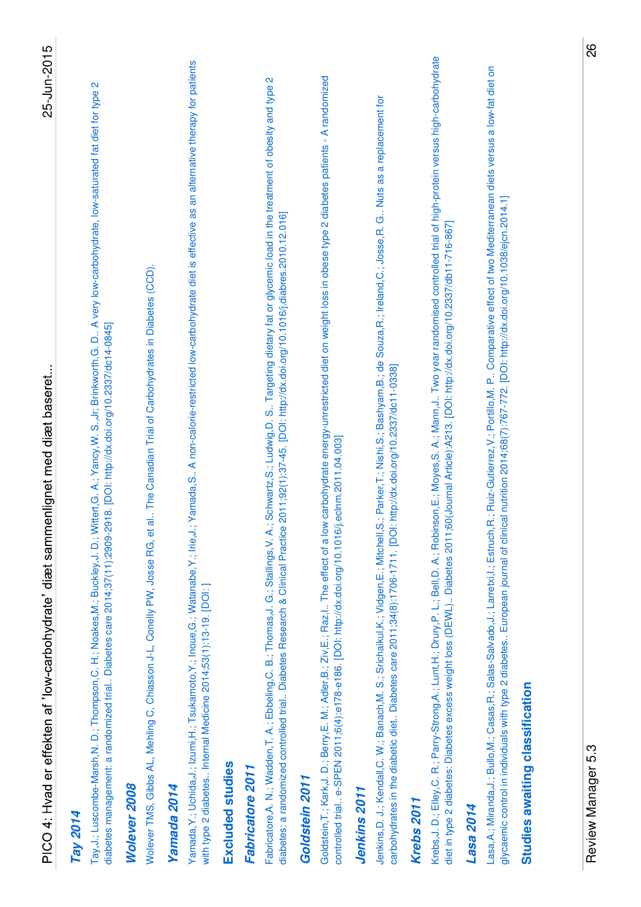### Tay 2014

Tay,J.; Luscombe-Marsh,N. D.; Thompson,C. H.; Noakes,M.; Buckley,J. D.; Wittert,G. A.; Yancy,W. S.,Jr; Brinkworth,G. D.. A very low-carbohydrate, low-saturated fat diet for type 2 diabetes management: a randomized trial.. Diabetes care 2014;37(11):2909-2918. [DOI: http://dx.doi.org/10.2337/dc14-0845]

### Wolever 2008

Wolever TMS, Gibbs AL, Mehling C, Chiasson J-L, Conelly PW, Josse RG, et al.. The Canadian Trial of Carbohydrates in Diabetes (CCD).

### Yamada 2014

Yamada,Y.; Uchida,J.; Izumi,H.; Tsukamoto,Y.; Inoue,G.; Watanabe,Y.; Irie,J.; Yamada,S.. A non-calorie-restricted low-carbohydrate diet is effective as an alternative therapy for patients with type 2 diabetes.. Internal Medicine 2014;53(1):13-19. [DOI: ]

## Excluded studies

### Fabricatore 2011

Fabricatore,A. N.; Wadden,T. A.; Ebbeling,C. B.; Thomas,J. G.; Stallings,V. A.; Schwartz,S.; Ludwig,D. S.. Targeting dietary fat or glycemic load in the treatment of obesity and type 2 diabetes: a randomized controlled trial.. Diabetes Research & Clinical Practice 2011;92(1):37-45. [DOI: http://dx.doi.org/10.1016/j.diabres.2010.12.016]

### Goldstein 2011

Goldstein,T.; Kark,J. D.; Berry,E. M.; Adler,B.; Ziv,E.; Raz,I.. The effect of a low carbohydrate energy-unrestricted diet on weight loss in obese type 2 diabetes patients - A randomized controlled trial.. e-SPEN 2011;6(4):e178-e186. [DOI: http://dx.doi.org/10.1016/j.eclnm.2011.04.003]

### Jenkins 2011

Jenkins,D. J.; Kendall,C. W.; Banach,M. S.; Srichaikul,K.; Vidgen,E.; Mitchell,S.; Parker,T.; Nishi,S.; Bashyam,B.; de Souza,R.; Ireland,C.; Josse,R. G.. Nuts as a replacement for carbohydrates in the diabetic diet.. Diabetes care 2011;34(8):1706-1711. [DOI: http://dx.doi.org/10.2337/dc11-0338]

### Krebs 2011

Krebs,J. D.; Elley,C. R.; Parry-Strong,A.; Lunt,H.; Drury,P. L.; Bell,D. A.; Robinson,E.; Moyes,S. A.; Mann,J.. Two year randomised controlled trial of high-protein versus high-carbohydrate diet in type 2 diabetes: Diabetes excess weight loss (DEWL).. Diabetes 2011;60(Journal Article):A213. [DOI: http://dx.doi.org/10.2337/db11-716-867]

### Lasa 2014

Lasa,A.; Miranda,J.; Bullo,M.; Casas,R.; Salas-Salvado,J.; Larretxi,I.; Estruch,R.; Ruiz-Gutierrez,V.; Portillo,M. P.. Comparative effect of two Mediterranean diets versus a low-fat diet on glycaemic control in individuals with type 2 diabetes.. European journal of clinical nutrition 2014;68(7):767-772. [DOI: http://dx.doi.org/10.1038/ejcn.2014.1]

## Studies awaiting classification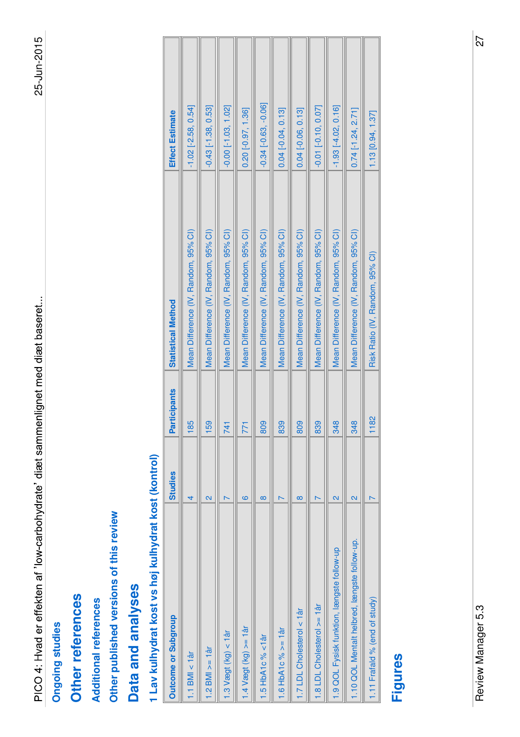## Ongoing studies

# Other references

## Additional references

## Other published versions of this review

# Data and analyses

### 1 Lav kulhydrat kost vs høj kulhydrat kost (kontrol)

| Outcome or Subgroup | Studies | Participants | Statistical Method | Effect Estimate |
|---|---|---|---|---|
| 1.1 BMI < 1år | 4 | 185 | Mean Difference (IV, Random, 95% CI) | -1.02 [-2.58, 0.54] |
| 1.2 BMI >= 1år | 2 | 159 | Mean Difference (IV, Random, 95% CI) | -0.43 [-1.38, 0.53] |
| 1.3 Vægt (kg) < 1år | 7 | 741 | Mean Difference (IV, Random, 95% CI) | -0.00 [-1.03, 1.02] |
| 1.4 Vægt (kg) >= 1år | 6 | 771 | Mean Difference (IV, Random, 95% CI) | 0.20 [-0.97, 1.36] |
| 1.5 HbA1c % <1år | 8 | 809 | Mean Difference (IV, Random, 95% CI) | -0.34 [-0.63, -0.06] |
| 1.6 HbA1c % >= 1år | 7 | 839 | Mean Difference (IV, Random, 95% CI) | 0.04 [-0.04, 0.13] |
| 1.7 LDL Cholesterol < 1år | 8 | 809 | Mean Difference (IV, Random, 95% CI) | 0.04 [-0.06, 0.13] |
| 1.8 LDL Cholesterol >= 1år | 7 | 839 | Mean Difference (IV, Random, 95% CI) | -0.01 [-0.10, 0.07] |
| 1.9 QOL Fysisk funktion, længste follow-up | 2 | 348 | Mean Difference (IV, Random, 95% CI) | -1.93 [-4.02, 0.16] |
| 1.10 QOL Mentalt helbred, længste follow-up. | 2 | 348 | Mean Difference (IV, Random, 95% CI) | 0.74 [-1.24, 2.71] |
| 1.11 Frafald % (end of study) | 7 | 1182 | Risk Ratio (IV, Random, 95% CI) | 1.13 [0.94, 1.37] |

# Figures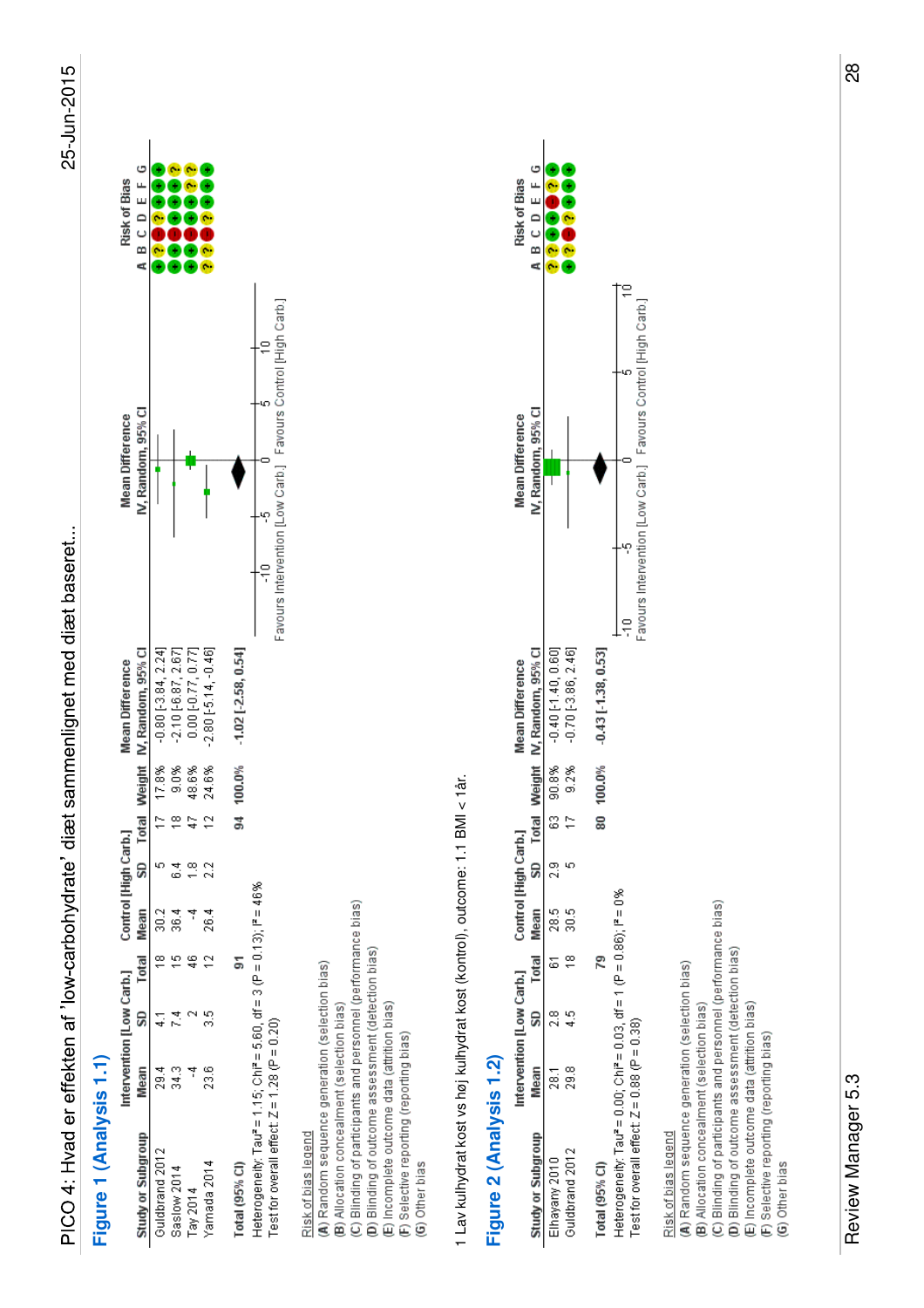PICO 4: Hvad er effekten af 'low-carbohydrate' diæt sammenlignet med diæt baseret...

## Figure 1 (Analysis 1.1)

| Study or Subgroup | Intervention [Low Carb.] | | | Control [High Carb.] | | | Weight | Mean Difference |
|---|---|---|---|---|---|---|---|---|
| | Mean | SD | Total | Mean | SD | Total | | IV, Random, 95% CI |
| Guldbrand 2012 | 29.4 | 4.1 | 18 | 30.2 | 5 | 17 | 17.8% | -0.80 [-3.84, 2.24] |
| Saslow 2014 | 34.3 | 7.4 | 15 | 36.4 | 6.4 | 18 | 9.0% | -2.10 [-6.87, 2.67] |
| Tay 2014 | -4 | 2 | 46 | -4 | 1.8 | 47 | 48.6% | 0.00 [-0.77, 0.77] |
| Yamada 2014 | 23.6 | 3.5 | 12 | 26.4 | 2.2 | 12 | 24.6% | -2.80 [-5.14, -0.46] |
| **Total (95% CI)** | | | **91** | | | **94** | **100.0%** | **-1.02 [-2.58, 0.54]** |

Heterogeneity: Tau² = 1.15; Chi² = 5.60, df = 3 (P = 0.13); I² = 46%

Test for overall effect: Z = 1.28 (P = 0.20)

Favours Intervention [Low Carb.] / Favours Control [High Carb.]

Risk of Bias (A B C D E F G):

| Study | A | B | C | D | E | F | G |
|---|---|---|---|---|---|---|---|
| Guldbrand 2012 | + | ? | − | ? | + | + | + |
| Saslow 2014 | + | + | − | + | + | + | ? |
| Tay 2014 | + | + | − | + | + | ? | ? |
| Yamada 2014 | ? | ? | − | ? | + | + | + |

Risk of bias legend

**(A)** Random sequence generation (selection bias)
**(B)** Allocation concealment (selection bias)
**(C)** Blinding of participants and personnel (performance bias)
**(D)** Blinding of outcome assessment (detection bias)
**(E)** Incomplete outcome data (attrition bias)
**(F)** Selective reporting (reporting bias)
**(G)** Other bias

1 Lav kulhydrat kost vs høj kulhydrat kost (kontrol), outcome: 1.1 BMI < 1år.

## Figure 2 (Analysis 1.2)

| Study or Subgroup | Intervention [Low Carb.] | | | Control [High Carb.] | | | Weight | Mean Difference |
|---|---|---|---|---|---|---|---|---|
| | Mean | SD | Total | Mean | SD | Total | | IV, Random, 95% CI |
| Elhayany 2010 | 28.1 | 2.8 | 61 | 28.5 | 2.9 | 63 | 90.8% | -0.40 [-1.40, 0.60] |
| Guldbrand 2012 | 29.8 | 4.5 | 18 | 30.5 | 5 | 17 | 9.2% | -0.70 [-3.86, 2.46] |
| **Total (95% CI)** | | | **79** | | | **80** | **100.0%** | **-0.43 [-1.38, 0.53]** |

Heterogeneity: Tau² = 0.00; Chi² = 0.03, df = 1 (P = 0.86); I² = 0%

Test for overall effect: Z = 0.88 (P = 0.38)

Favours Intervention [Low Carb.] / Favours Control [High Carb.]

Risk of Bias (A B C D E F G):

| Study | A | B | C | D | E | F | G |
|---|---|---|---|---|---|---|---|
| Elhayany 2010 | ? | ? | + | + | − | ? | + |
| Guldbrand 2012 | + | ? | − | ? | + | + | + |

Risk of bias legend

**(A)** Random sequence generation (selection bias)
**(B)** Allocation concealment (selection bias)
**(C)** Blinding of participants and personnel (performance bias)
**(D)** Blinding of outcome assessment (detection bias)
**(E)** Incomplete outcome data (attrition bias)
**(F)** Selective reporting (reporting bias)
**(G)** Other bias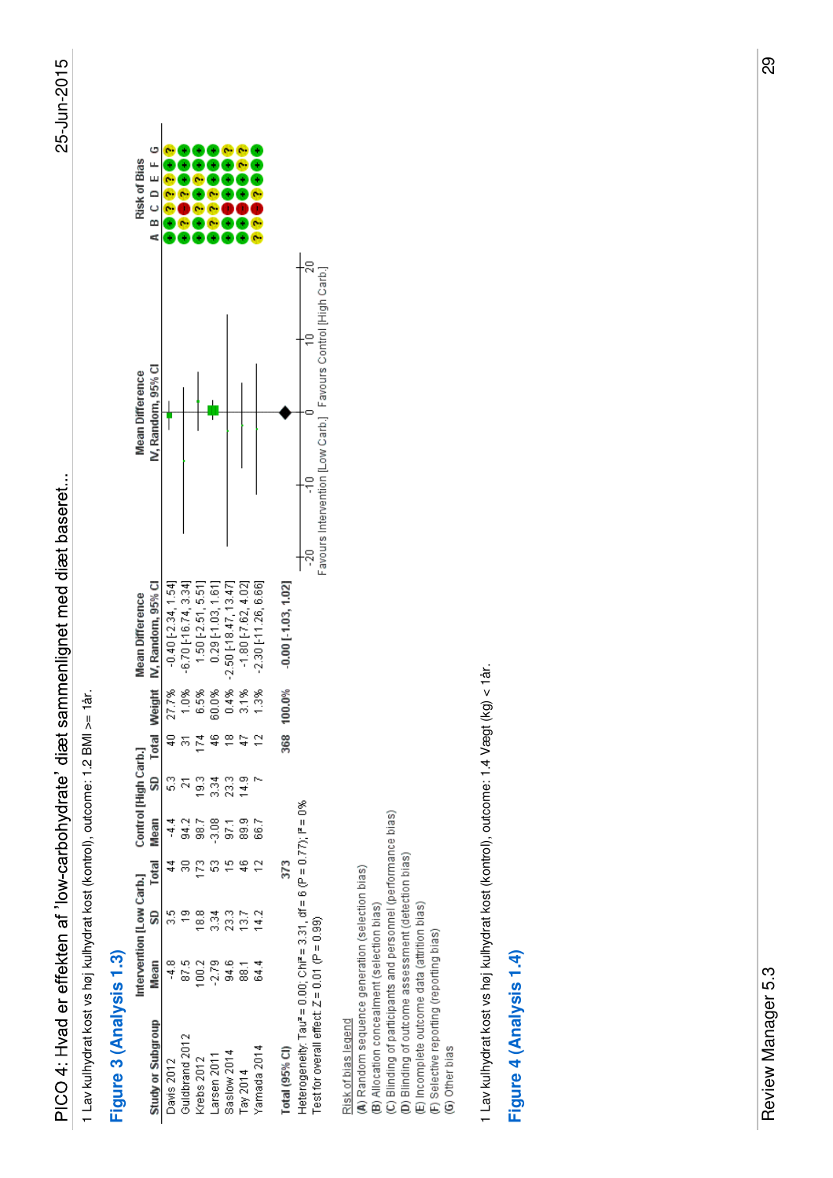PICO 4: Hvad er effekten af 'low-carbohydrate' diæt sammenlignet med diæt baseret...

25-Jun-2015

1 Lav kulhydrat kost vs høj kulhydrat kost (kontrol), outcome: 1.2 BMI >= 1år.

## Figure 3 (Analysis 1.3)

| Study or Subgroup | Intervention [Low Carb.] | | | Control [High Carb.] | | | Weight | Mean Difference | Mean Difference | Risk of Bias |
|---|---|---|---|---|---|---|---|---|---|---|
| | Mean | SD | Total | Mean | SD | Total | | IV, Random, 95% CI | IV, Random, 95% CI | A B C D E F G |
| Davis 2012 | -4.8 | 3.5 | 44 | -4.4 | 5.3 | 40 | 27.7% | -0.40 [-2.34, 1.54] | | + ? ? ? ? + ? |
| Guldbrand 2012 | 87.5 | 19 | 30 | 94.2 | 21 | 31 | 1.0% | -6.70 [-16.74, 3.34] | | + ? − ? ? + + |
| Krebs 2012 | 100.2 | 18.8 | 173 | 98.7 | 19.3 | 174 | 6.5% | 1.50 [-2.51, 5.51] | | + + ? + ? + + |
| Larsen 2011 | -2.79 | 3.34 | 53 | -3.08 | 3.34 | 46 | 60.0% | 0.29 [-1.03, 1.61] | | + ? ? ? + + + |
| Saslow 2014 | 94.6 | 23.3 | 15 | 97.1 | 23.3 | 18 | 0.4% | -2.50 [-18.47, 13.47] | | + + − + + + ? |
| Tay 2014 | 88.1 | 13.7 | 46 | 89.9 | 14.9 | 47 | 3.1% | -1.80 [-7.62, 4.02] | | + + − + + ? ? |
| Yamada 2014 | 64.4 | 14.2 | 12 | 66.7 | 7 | 12 | 1.3% | -2.30 [-11.26, 6.66] | | ? ? − ? + + + |
| **Total (95% CI)** | | | **373** | | | **368** | **100.0%** | **-0.00 [-1.03, 1.02]** | | |

Heterogeneity: Tau² = 0.00; Chi² = 3.31, df = 6 (P = 0.77); I² = 0%
Test for overall effect: Z = 0.01 (P = 0.99)

Axis: -20, -10, 0, 10, 20 — Favours Intervention [Low Carb.] / Favours Control [High Carb.]

Risk of bias legend
(A) Random sequence generation (selection bias)
(B) Allocation concealment (selection bias)
(C) Blinding of participants and personnel (performance bias)
(D) Blinding of outcome assessment (detection bias)
(E) Incomplete outcome data (attrition bias)
(F) Selective reporting (reporting bias)
(G) Other bias

1 Lav kulhydrat kost vs høj kulhydrat kost (kontrol), outcome: 1.4 Vægt (kg) < 1år.

## Figure 4 (Analysis 1.4)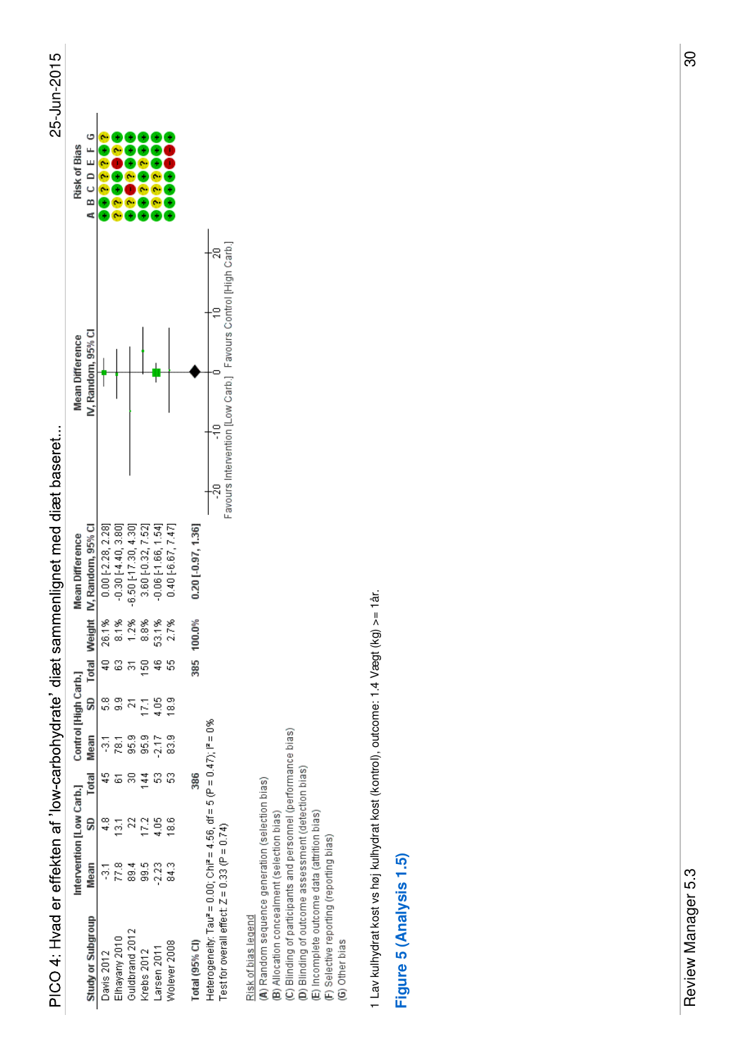# PICO 4: Hvad er effekten af 'low-carbohydrate' diæt sammenlignet med diæt baseret...

| Study or Subgroup | Intervention [Low Carb.] | | | Control [High Carb.] | | | Weight | Mean Difference IV, Random, 95% CI | Risk of Bias A B C D E F G |
|---|---|---|---|---|---|---|---|---|---|
| | Mean | SD | Total | Mean | SD | Total | | | |
| Davis 2012 | -3.1 | 4.8 | 45 | -3.1 | 5.8 | 40 | 26.1% | 0.00 [-2.28, 2.28] | + ? ? ? ? + ? |
| Elhayany 2010 | 77.8 | 13.1 | 61 | 78.1 | 9.9 | 63 | 8.1% | -0.30 [-4.40, 3.80] | ? ? + − ? ? + |
| Guldbrand 2012 | 89.4 | 22 | 30 | 95.9 | 21 | 31 | 1.2% | -6.50 [-17.30, 4.30] | + ? − ? + + + |
| Krebs 2012 | 99.5 | 17.2 | 144 | 95.9 | 17.1 | 150 | 8.8% | 3.60 [-0.32, 7.52] | + + ? ? + + + |
| Larsen 2011 | -2.23 | 4.05 | 53 | -2.17 | 4.05 | 46 | 53.1% | -0.06 [-1.66, 1.54] | + ? ? ? + + + |
| Wolever 2008 | 84.3 | 18.6 | 53 | 83.9 | 18.9 | 55 | 2.7% | 0.40 [-6.67, 7.47] | + + + + − − + |
| **Total (95% CI)** | | | **386** | | | **385** | **100.0%** | **0.20 [-0.97, 1.36]** | |

Heterogeneity: Tau² = 0.00; Chi² = 4.56, df = 5 (P = 0.47); I² = 0%
Test for overall effect: Z = 0.33 (P = 0.74)

Favours Intervention [Low Carb.] — Favours Control [High Carb.]

Risk of bias legend
(A) Random sequence generation (selection bias)
(B) Allocation concealment (selection bias)
(C) Blinding of participants and personnel (performance bias)
(D) Blinding of outcome assessment (detection bias)
(E) Incomplete outcome data (attrition bias)
(F) Selective reporting (reporting bias)
(G) Other bias

1 Lav kulhydrat kost vs høj kulhydrat kost (kontrol), outcome: 1.4 Vægt (kg) >= 1år.

**Figure 5 (Analysis 1.5)**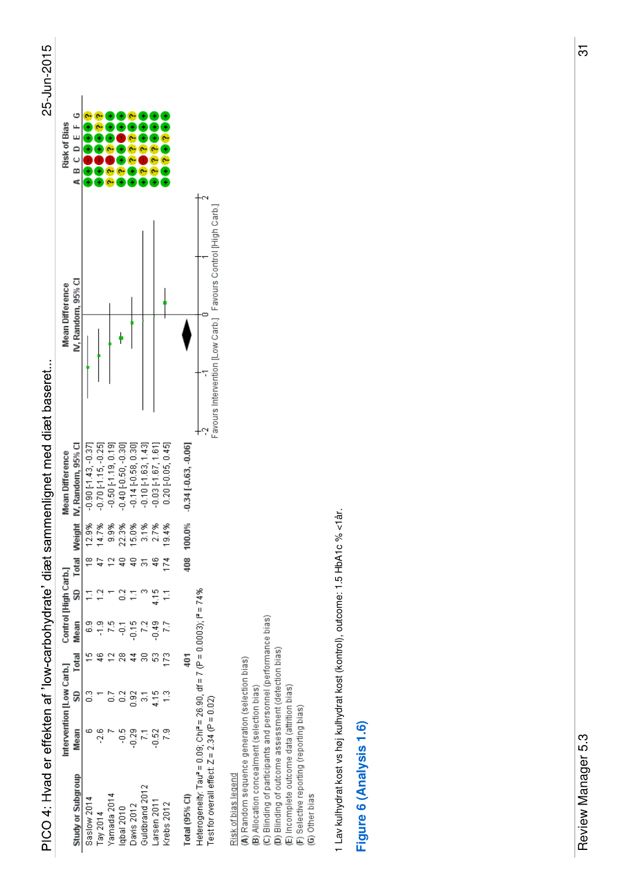PICO 4: Hvad er effekten af 'low-carbohydrate' diæt sammenlignet med diæt baseret...

| Study or Subgroup | Intervention [Low Carb.] | | | Control [High Carb.] | | | Weight | Mean Difference IV, Random, 95% CI | Risk of Bias A B C D E F G |
|---|---|---|---|---|---|---|---|---|---|
| | Mean | SD | Total | Mean | SD | Total | | | |
| Saslow 2014 | 6 | 0.3 | 15 | 6.9 | 1.1 | 18 | 12.9% | -0.90 [-1.43, -0.37] | + + − + + + ? |
| Tay 2014 | -2.6 | 1 | 46 | -1.9 | 1.2 | 47 | 14.7% | -0.70 [-1.15, -0.25] | + + − + + ? ? |
| Yamada 2014 | 7 | 0.7 | 12 | 7.5 | 1 | 12 | 9.9% | -0.50 [-1.19, 0.19] | ? ? − ? + + + |
| Iqbal 2010 | -0.5 | 0.2 | 28 | -0.1 | 0.2 | 40 | 22.3% | -0.40 [-0.50, -0.30] | + ? + + − + + |
| Davis 2012 | -0.29 | 0.92 | 44 | -0.15 | 1.1 | 40 | 15.0% | -0.14 [-0.58, 0.30] | + + ? ? ? + ? |
| Guldbrand 2012 | 7.1 | 3.1 | 30 | 7.2 | 3 | 31 | 3.1% | -0.10 [-1.63, 1.43] | + ? − ? + + + |
| Larsen 2011 | -0.52 | 4.15 | 53 | -0.49 | 4.15 | 46 | 2.7% | -0.03 [-1.67, 1.61] | + ? ? ? + + + |
| Krebs 2012 | 7.9 | 1.3 | 173 | 7.7 | 1.1 | 174 | 19.4% | 0.20 [-0.05, 0.45] | + + ? + ? + + |
| **Total (95% CI)** | | | **401** | | | **408** | **100.0%** | **-0.34 [-0.63, -0.06]** | |

Heterogeneity: Tau² = 0.09; Chi² = 26.90, df = 7 (P = 0.0003); I² = 74%
Test for overall effect: Z = 2.34 (P = 0.02)

Favours Intervention [Low Carb.] | Favours Control [High Carb.]

Risk of bias legend
(A) Random sequence generation (selection bias)
(B) Allocation concealment (selection bias)
(C) Blinding of participants and personnel (performance bias)
(D) Blinding of outcome assessment (detection bias)
(E) Incomplete outcome data (attrition bias)
(F) Selective reporting (reporting bias)
(G) Other bias

1 Lav kulhydrat kost vs høj kulhydrat kost (kontrol), outcome: 1.5 HbA1c % <1år.

## Figure 6 (Analysis 1.6)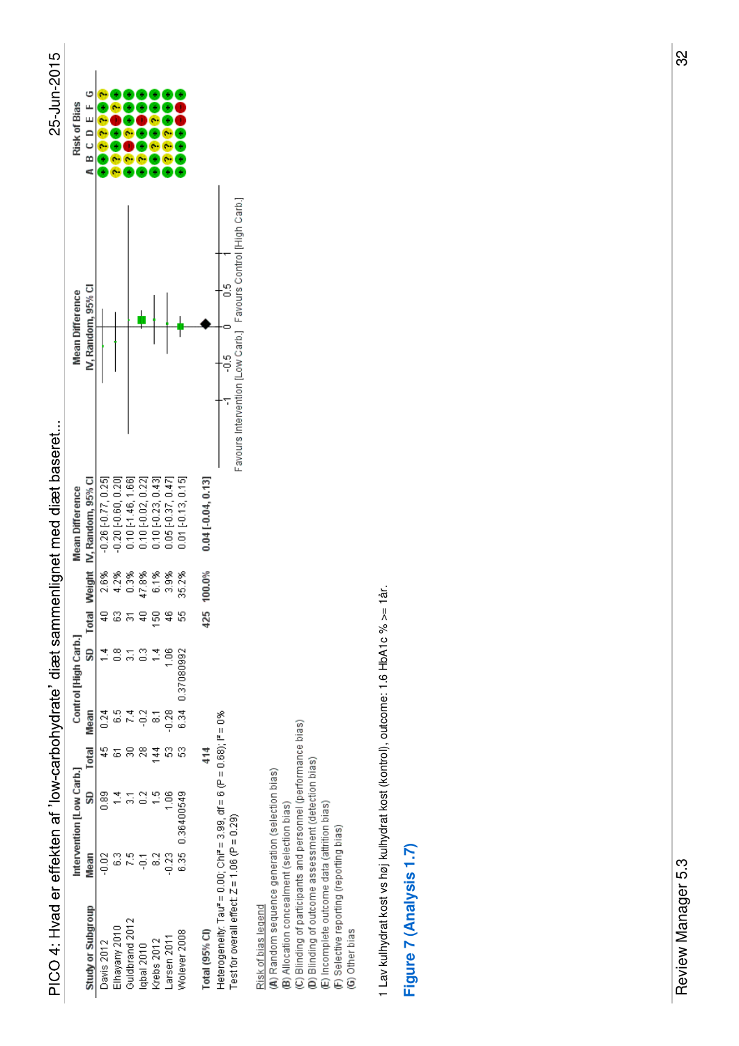# PICO 4: Hvad er effekten af 'low-carbohydrate' diæt sammenlignet med diæt baseret...

25-Jun-2015

| Study or Subgroup | Intervention [Low Carb.] Mean | SD | Total | Control [High Carb.] Mean | SD | Total | Weight | Mean Difference IV, Random, 95% CI | Risk of Bias A B C D E F G |
|---|---|---|---|---|---|---|---|---|---|
| Davis 2012 | -0.02 | 0.89 | 45 | 0.24 | 1.4 | 40 | 2.6% | -0.26 [-0.77, 0.25] | + + ? ? ? + ? |
| Elhayany 2010 | 6.3 | 1.4 | 61 | 6.5 | 0.8 | 63 | 4.2% | -0.20 [-0.60, 0.20] | ? ? + + − ? + |
| Guldbrand 2012 | 7.5 | 3.1 | 30 | 7.4 | 3.1 | 31 | 0.3% | 0.10 [-1.46, 1.66] | + ? − ? + + + |
| Iqbal 2010 | -0.1 | 0.2 | 28 | -0.2 | 0.3 | 40 | 47.8% | 0.10 [-0.02, 0.22] | + + + + − + + |
| Krebs 2012 | 8.2 | 1.5 | 144 | 8.1 | 1.4 | 150 | 6.1% | 0.10 [-0.23, 0.43] | + + ? + ? + + |
| Larsen 2011 | -0.23 | 1.06 | 53 | -0.28 | 1.06 | 46 | 3.9% | 0.05 [-0.37, 0.47] | + ? ? ? + + + |
| Wolever 2008 | 6.35 | 0.36400549 | 53 | 6.34 | 0.37080992 | 55 | 35.2% | 0.01 [-0.13, 0.15] | + + + + − − + |
| **Total (95% CI)** | | | **414** | | | **425** | **100.0%** | **0.04 [-0.04, 0.13]** | |

Heterogeneity: Tau² = 0.00; Chi² = 3.99, df = 6 (P = 0.68); I² = 0%
Test for overall effect: Z = 1.06 (P = 0.29)

Favours Intervention [Low Carb.] — Favours Control [High Carb.]

Risk of bias legend
(A) Random sequence generation (selection bias)
(B) Allocation concealment (selection bias)
(C) Blinding of participants and personnel (performance bias)
(D) Blinding of outcome assessment (detection bias)
(E) Incomplete outcome data (attrition bias)
(F) Selective reporting (reporting bias)
(G) Other bias

1 Lav kulhydrat kost vs høj kulhydrat kost (kontrol), outcome: 1.6 HbA1c % >= 1år.

## Figure 7 (Analysis 1.7)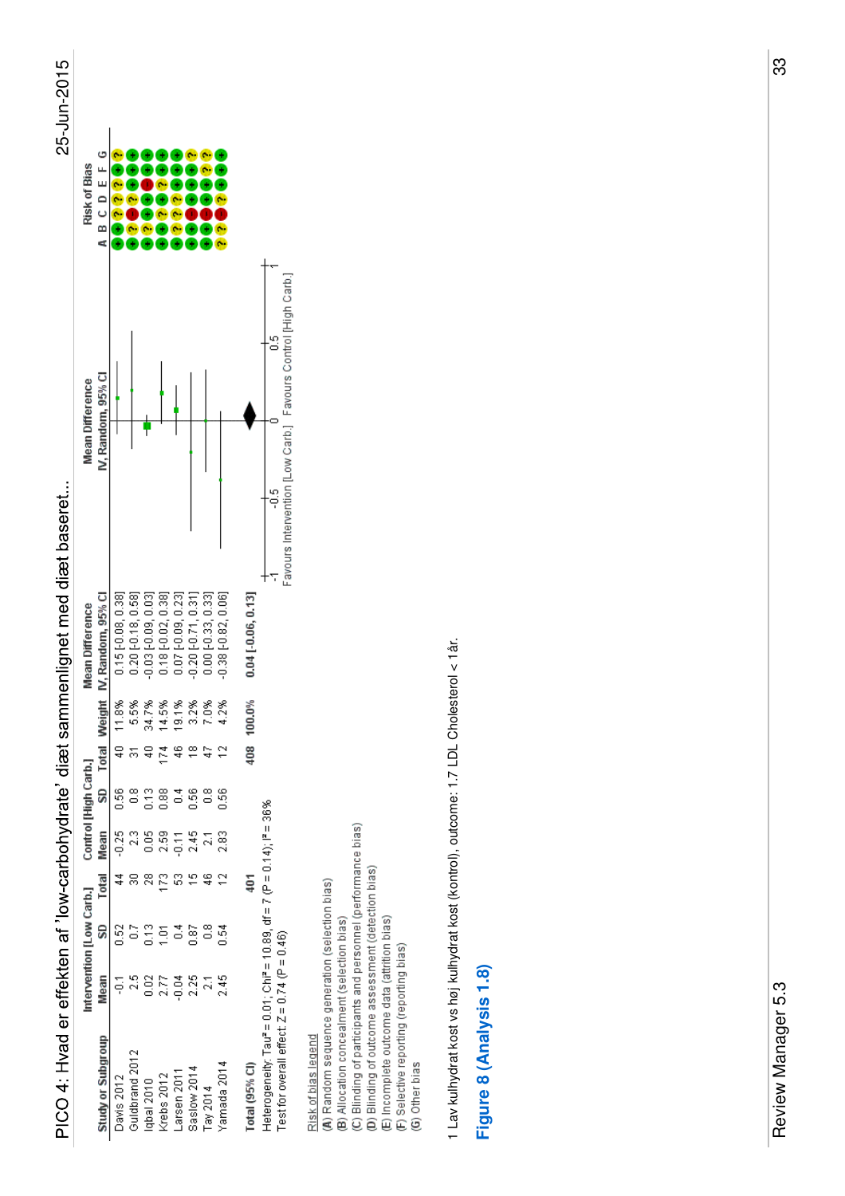# PICO 4: Hvad er effekten af 'low-carbohydrate' diæt sammenlignet med diæt baseret...

| Study or Subgroup | Intervention [Low Carb.] Mean | SD | Total | Control [High Carb.] Mean | SD | Total | Weight | Mean Difference IV, Random, 95% CI | A | B | C | D | E | F | G |
|---|---|---|---|---|---|---|---|---|---|---|---|---|---|---|---|
| Davis 2012 | -0.1 | 0.52 | 44 | -0.25 | 0.56 | 40 | 11.8% | 0.15 [-0.08, 0.38] | + | + | ? | ? | ? | + | ? |
| Guldbrand 2012 | 2.5 | 0.7 | 30 | 2.3 | 0.8 | 31 | 5.5% | 0.20 [-0.18, 0.58] | + | ? | − | ? | + | + | + |
| Iqbal 2010 | 0.02 | 0.13 | 28 | 0.05 | 0.13 | 40 | 34.7% | -0.03 [-0.09, 0.03] | + | ? | + | + | − | + | + |
| Krebs 2012 | 2.77 | 1.01 | 173 | 2.59 | 0.88 | 174 | 14.5% | 0.18 [-0.02, 0.38] | + | + | ? | + | ? | + | + |
| Larsen 2011 | -0.04 | 0.4 | 53 | -0.11 | 0.4 | 46 | 19.1% | 0.07 [-0.09, 0.23] | + | ? | ? | ? | + | + | + |
| Saslow 2014 | 2.25 | 0.87 | 15 | 2.45 | 0.56 | 18 | 3.2% | -0.20 [-0.71, 0.31] | + | + | − | + | + | + | ? |
| Tay 2014 | 2.1 | 0.8 | 46 | 2.1 | 0.8 | 47 | 7.0% | 0.00 [-0.33, 0.33] | + | + | − | + | + | ? | ? |
| Yamada 2014 | 2.45 | 0.54 | 12 | 2.83 | 0.56 | 12 | 4.2% | -0.38 [-0.82, 0.06] | ? | ? | − | ? | + | + | + |
| **Total (95% CI)** | | | **401** | | | **408** | **100.0%** | **0.04 [-0.06, 0.13]** | | | | | | | |

Heterogeneity: $Tau^2 = 0.01$; $Chi^2 = 10.89$, $df = 7$ ($P = 0.14$); $I^2 = 36\%$

Test for overall effect: $Z = 0.74$ ($P = 0.46$)

Axis: -1, -0.5, 0, 0.5, 1 — Favours Intervention [Low Carb.] / Favours Control [High Carb.]

Risk of bias legend

**(A)** Random sequence generation (selection bias)
**(B)** Allocation concealment (selection bias)
**(C)** Blinding of participants and personnel (performance bias)
**(D)** Blinding of outcome assessment (detection bias)
**(E)** Incomplete outcome data (attrition bias)
**(F)** Selective reporting (reporting bias)
**(G)** Other bias

1 Lav kulhydrat kost vs høj kulhydrat kost (kontrol), outcome: 1.7 LDL Cholesterol < 1 år.

## Figure 8 (Analysis 1.8)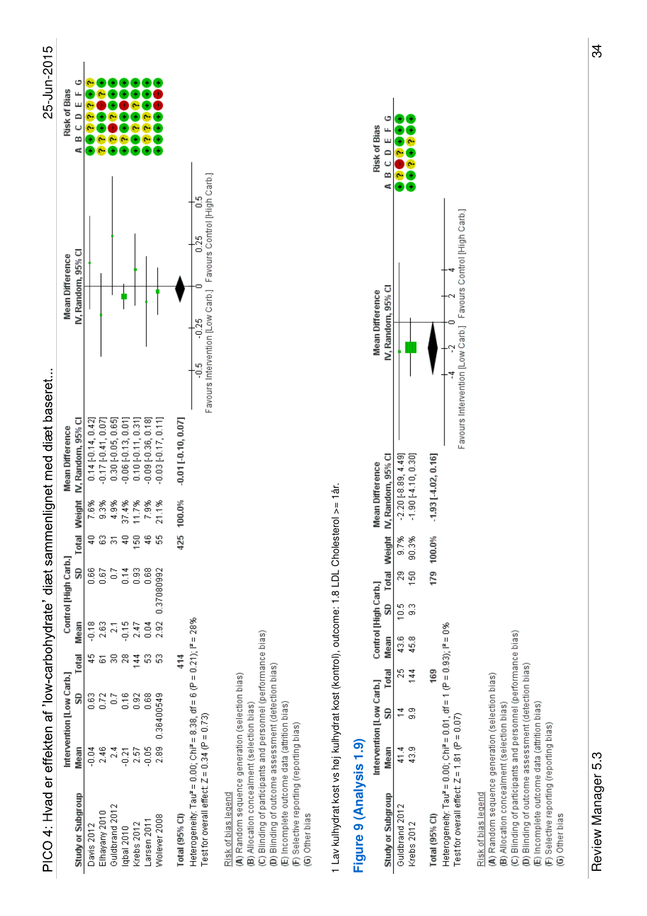# PICO 4: Hvad er effekten af 'low-carbohydrate' diæt sammenlignet med diæt baseret...

| Study or Subgroup | Intervention [Low Carb.] Mean | SD | Total | Control [High Carb.] Mean | SD | Total | Weight | Mean Difference IV, Random, 95% CI | Risk of Bias A B C D E F G |
|---|---|---|---|---|---|---|---|---|---|
| Davis 2012 | -0.04 | 0.63 | 45 | -0.18 | 0.66 | 40 | 7.6% | 0.14 [-0.14, 0.42] | + + ? ? ? + ? |
| Elhayany 2010 | 2.46 | 0.72 | 61 | 2.63 | 0.67 | 63 | 9.3% | -0.17 [-0.41, 0.07] | ? ? + + ? ? + |
| Guldbrand 2012 | 2.4 | 0.7 | 30 | 2.1 | 0.7 | 31 | 4.9% | 0.30 [-0.05, 0.65] | + ? − ? − + + |
| Iqbal 2010 | -0.21 | 0.16 | 28 | -0.15 | 0.14 | 40 | 37.4% | -0.06 [-0.13, 0.01] | + ? + + − + + |
| Krebs 2012 | 2.57 | 0.92 | 144 | 2.47 | 0.93 | 150 | 11.7% | 0.10 [-0.11, 0.31] | + ? ? + ? + + |
| Larsen 2011 | -0.05 | 0.68 | 53 | 0.04 | 0.68 | 46 | 7.9% | -0.09 [-0.36, 0.18] | + ? ? + − + + |
| Wolever 2008 | 2.89 | 0.36400549 | 53 | 2.92 | 0.37080992 | 55 | 21.1% | -0.03 [-0.17, 0.11] | + + + + − − + |
| **Total (95% CI)** | | | **414** | | | **425** | **100.0%** | **-0.01 [-0.10, 0.07]** | |

Heterogeneity: Tau² = 0.00; Chi² = 8.38, df = 6 (P = 0.21); I² = 28%
Test for overall effect: Z = 0.34 (P = 0.73)

Favours Intervention [Low Carb.] / Favours Control [High Carb.]

Risk of bias legend
(A) Random sequence generation (selection bias)
(B) Allocation concealment (selection bias)
(C) Blinding of participants and personnel (performance bias)
(D) Blinding of outcome assessment (detection bias)
(E) Incomplete outcome data (attrition bias)
(F) Selective reporting (reporting bias)
(G) Other bias

1 Lav kulhydrat kost vs høj kulhydrat kost (kontrol), outcome: 1.8 LDL Cholesterol >= 1år.

## Figure 9 (Analysis 1.9)

| Study or Subgroup | Intervention [Low Carb.] Mean | SD | Total | Control [High Carb.] Mean | SD | Total | Weight | Mean Difference IV, Random, 95% CI | Risk of Bias A B C D E F G |
|---|---|---|---|---|---|---|---|---|---|
| Guldbrand 2012 | 41.4 | 14 | 25 | 43.6 | 10.5 | 29 | 9.7% | -2.20 [-8.89, 4.49] | + ? − ? + + + |
| Krebs 2012 | 43.9 | 9.9 | 144 | 45.8 | 9.3 | 150 | 90.3% | -1.90 [-4.10, 0.30] | + + ? + ? + + |
| **Total (95% CI)** | | | **169** | | | **179** | **100.0%** | **-1.93 [-4.02, 0.16]** | |

Heterogeneity: Tau² = 0.00; Chi² = 0.01, df = 1 (P = 0.93); I² = 0%
Test for overall effect: Z = 1.81 (P = 0.07)

Favours Intervention [Low Carb.] / Favours Control [High Carb.]

Risk of bias legend
(A) Random sequence generation (selection bias)
(B) Allocation concealment (selection bias)
(C) Blinding of participants and personnel (performance bias)
(D) Blinding of outcome assessment (detection bias)
(E) Incomplete outcome data (attrition bias)
(F) Selective reporting (reporting bias)
(G) Other bias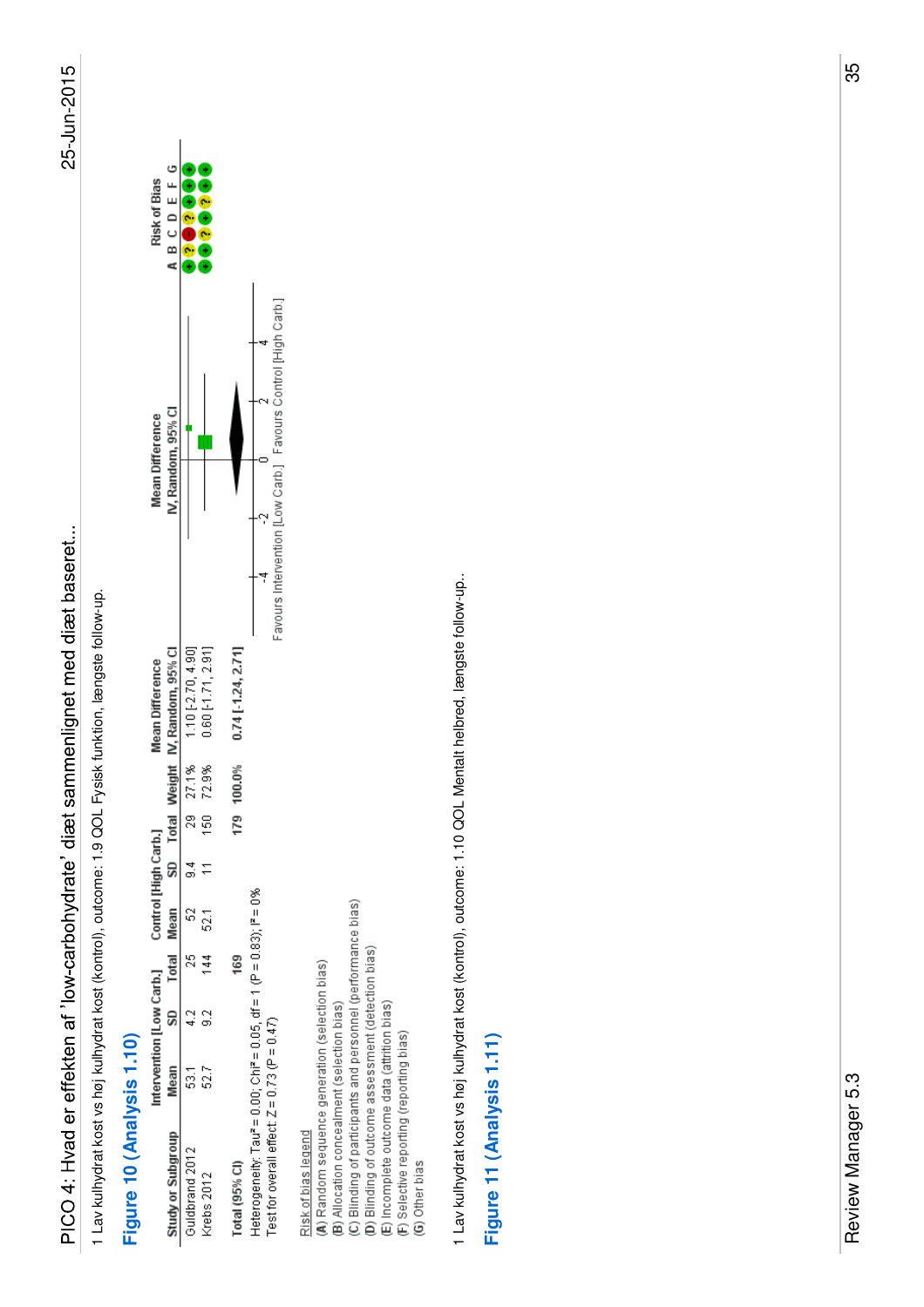# PICO 4: Hvad er effekten af 'low-carbohydrate' diæt sammenlignet med diæt baseret...

1 Lav kulhydrat kost vs høj kulhydrat kost (kontrol), outcome: 1.9 QOL Fysisk funktion, længste follow-up.

## Figure 10 (Analysis 1.10)

| Study or Subgroup | Intervention [Low Carb.] | | | Control [High Carb.] | | | Weight | Mean Difference | Risk of Bias |
|---|---|---|---|---|---|---|---|---|---|
| | Mean | SD | Total | Mean | SD | Total | | IV, Random, 95% CI | A B C D E F G |
| Guldbrand 2012 | 53.1 | 4.2 | 25 | 52 | 9.4 | 29 | 27.1% | 1.10 [-2.70, 4.90] | + ? − ? + + + |
| Krebs 2012 | 52.7 | 9.2 | 144 | 52.1 | 11 | 150 | 72.9% | 0.60 [-1.71, 2.91] | + + ? + ? + + |
| **Total (95% CI)** | | | **169** | | | **179** | **100.0%** | **0.74 [-1.24, 2.71]** | |

Heterogeneity: Tau² = 0.00; Chi² = 0.05, df = 1 (P = 0.83); I² = 0%
Test for overall effect: Z = 0.73 (P = 0.47)

Mean Difference IV, Random, 95% CI (axis: -4, -2, 0, 2, 4) — Favours Intervention [Low Carb.] / Favours Control [High Carb.]

Risk of bias legend
(A) Random sequence generation (selection bias)
(B) Allocation concealment (selection bias)
(C) Blinding of participants and personnel (performance bias)
(D) Blinding of outcome assessment (detection bias)
(E) Incomplete outcome data (attrition bias)
(F) Selective reporting (reporting bias)
(G) Other bias

1 Lav kulhydrat kost vs høj kulhydrat kost (kontrol), outcome: 1.10 QOL Mentalt helbred, længste follow-up..

## Figure 11 (Analysis 1.11)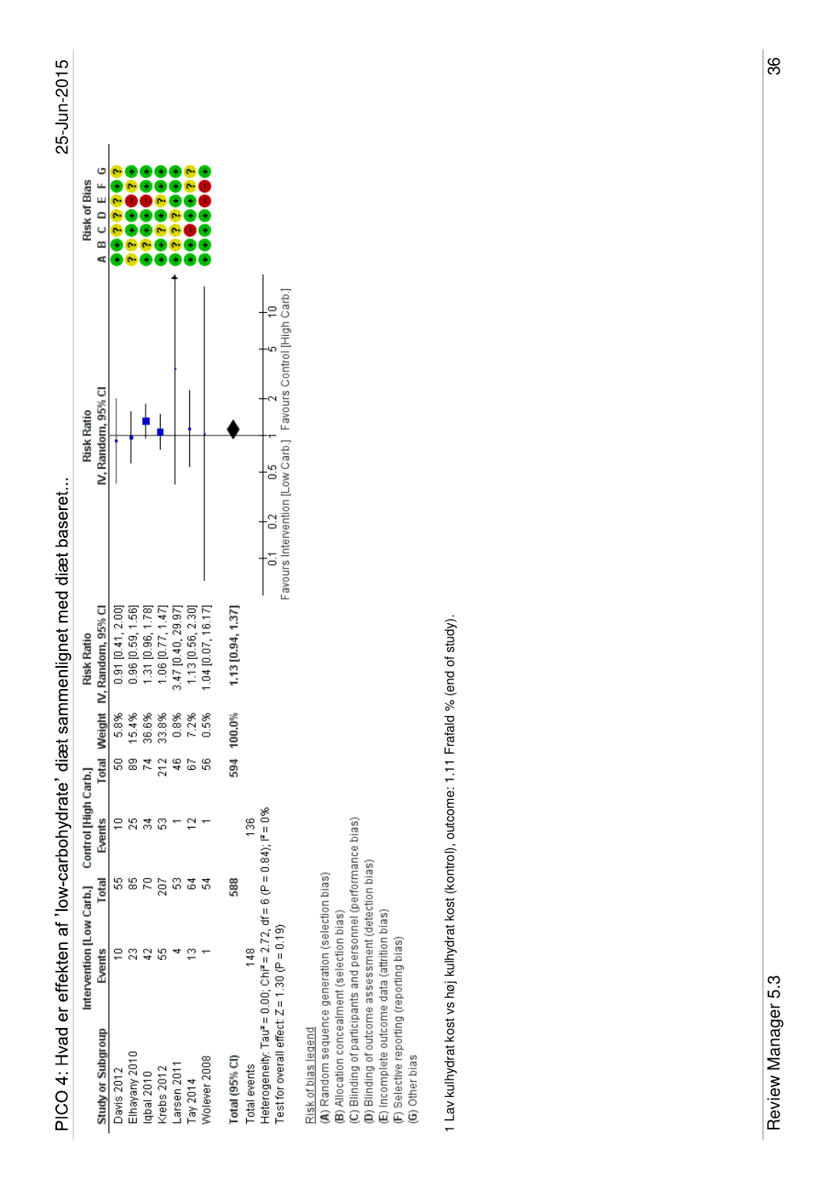# PICO 4: Hvad er effekten af 'low-carbohydrate' diæt sammenlignet med diæt baseret...

| Study or Subgroup | Intervention [Low Carb.] | | Control [High Carb.] | | Weight | Risk Ratio |
|---|---|---|---|---|---|---|
| | Events | Total | Events | Total | | IV, Random, 95% CI |
| Davis 2012 | 10 | 55 | 10 | 50 | 5.8% | 0.91 [0.41, 2.00] |
| Elhayany 2010 | 23 | 85 | 25 | 89 | 15.4% | 0.96 [0.59, 1.56] |
| Iqbal 2010 | 42 | 70 | 34 | 74 | 36.6% | 1.31 [0.96, 1.78] |
| Krebs 2012 | 55 | 207 | 53 | 212 | 33.8% | 1.06 [0.77, 1.47] |
| Larsen 2011 | 4 | 53 | 1 | 46 | 0.8% | 3.47 [0.40, 29.97] |
| Tay 2014 | 13 | 64 | 12 | 67 | 7.2% | 1.13 [0.56, 2.30] |
| Wolever 2008 | 1 | 54 | 1 | 56 | 0.5% | 1.04 [0.07, 16.17] |
| **Total (95% CI)** | | **588** | | **594** | **100.0%** | **1.13 [0.94, 1.37]** |
| Total events | 148 | | 136 | | | |

Heterogeneity: Tau² = 0.00; Chi² = 2.72, df = 6 (P = 0.84); I² = 0%

Test for overall effect: Z = 1.30 (P = 0.19)

Risk Ratio
IV, Random, 95% CI
0.1 0.2 0.5 1 2 5 10
Favours Intervention [Low Carb.] Favours Control [High Carb.]

Risk of Bias
A B C D E F G

Risk of bias legend
(A) Random sequence generation (selection bias)
(B) Allocation concealment (selection bias)
(C) Blinding of participants and personnel (performance bias)
(D) Blinding of outcome assessment (detection bias)
(E) Incomplete outcome data (attrition bias)
(F) Selective reporting (reporting bias)
(G) Other bias

1 Lav kulhydrat kost vs høj kulhydrat kost (kontrol), outcome: 1.11 Frafald % (end of study).